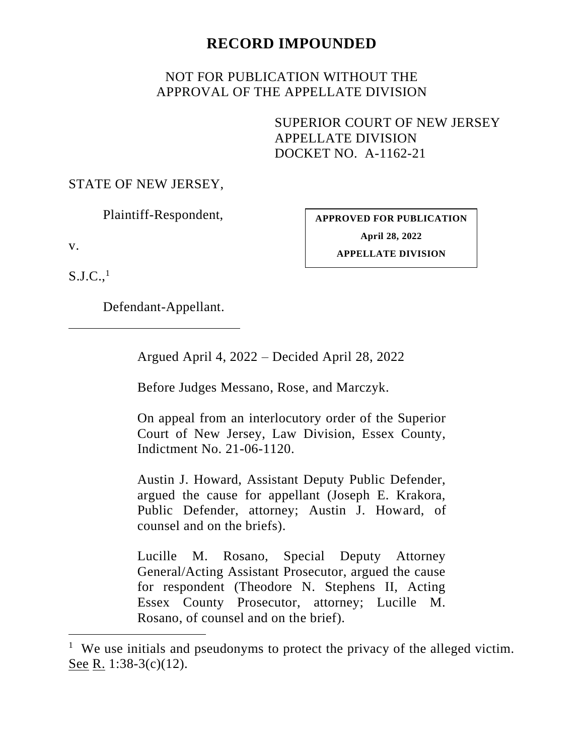# RECORD IMPOUNDED

NOT FOR PUBLICATION WITHOUT THE APPROVAL OF THE APPELLATE DIVISION

SUPERIOR COURT OF NEW JERSEY
APPELLATE DIVISION
DOCKET NO. A-1162-21

STATE OF NEW JERSEY,

Plaintiff-Respondent,

v.

S.J.C.,[1]

Defendant-Appellant.

**APPROVED FOR PUBLICATION**

**April 28, 2022**

**APPELLATE DIVISION**

---

Argued April 4, 2022 – Decided April 28, 2022

Before Judges Messano, Rose, and Marczyk.

On appeal from an interlocutory order of the Superior Court of New Jersey, Law Division, Essex County, Indictment No. 21-06-1120.

Austin J. Howard, Assistant Deputy Public Defender, argued the cause for appellant (Joseph E. Krakora, Public Defender, attorney; Austin J. Howard, of counsel and on the briefs).

Lucille M. Rosano, Special Deputy Attorney General/Acting Assistant Prosecutor, argued the cause for respondent (Theodore N. Stephens II, Acting Essex County Prosecutor, attorney; Lucille M. Rosano, of counsel and on the brief).

---

[1] We use initials and pseudonyms to protect the privacy of the alleged victim. See R. 1:38-3(c)(12).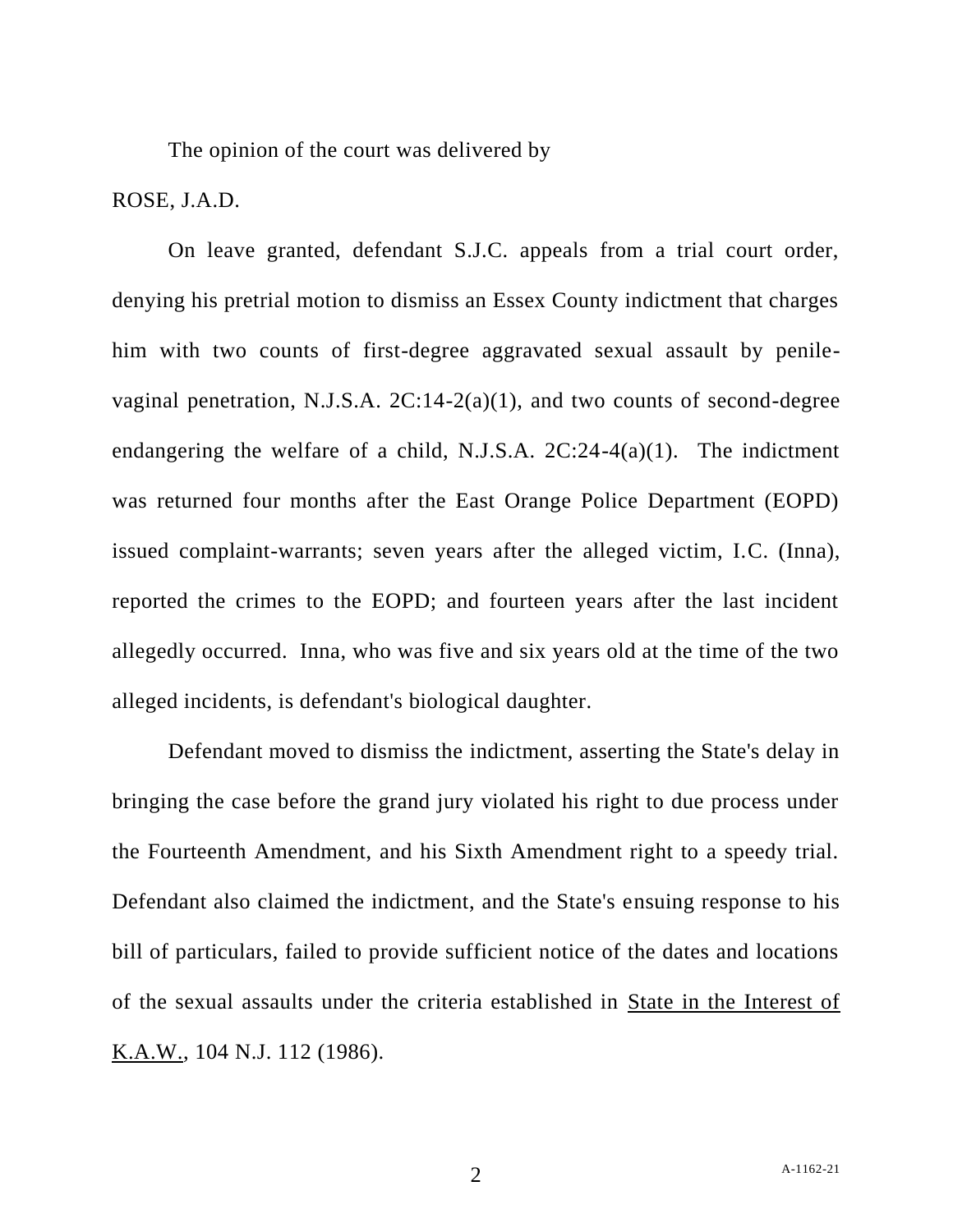The opinion of the court was delivered by

ROSE, J.A.D.

On leave granted, defendant S.J.C. appeals from a trial court order, denying his pretrial motion to dismiss an Essex County indictment that charges him with two counts of first-degree aggravated sexual assault by penile-vaginal penetration, N.J.S.A. 2C:14-2(a)(1), and two counts of second-degree endangering the welfare of a child, N.J.S.A. 2C:24-4(a)(1). The indictment was returned four months after the East Orange Police Department (EOPD) issued complaint-warrants; seven years after the alleged victim, I.C. (Inna), reported the crimes to the EOPD; and fourteen years after the last incident allegedly occurred. Inna, who was five and six years old at the time of the two alleged incidents, is defendant's biological daughter.

Defendant moved to dismiss the indictment, asserting the State's delay in bringing the case before the grand jury violated his right to due process under the Fourteenth Amendment, and his Sixth Amendment right to a speedy trial. Defendant also claimed the indictment, and the State's ensuing response to his bill of particulars, failed to provide sufficient notice of the dates and locations of the sexual assaults under the criteria established in <u>State in the Interest of K.A.W.</u>, 104 N.J. 112 (1986).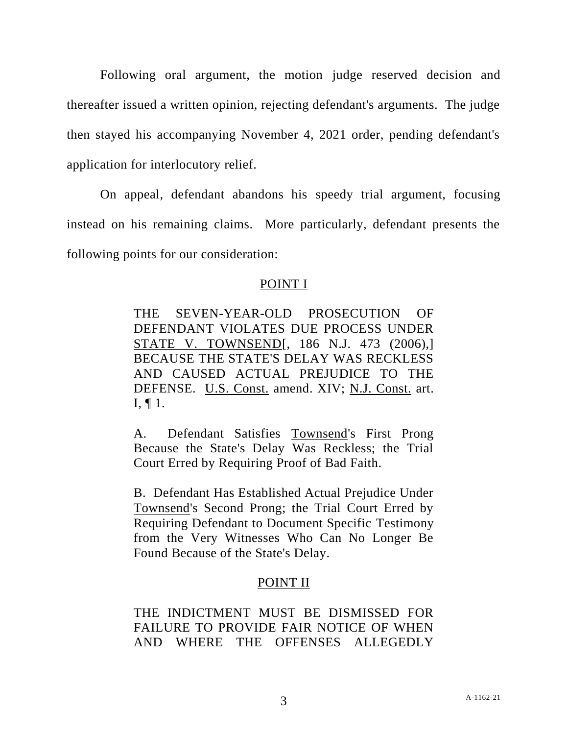Following oral argument, the motion judge reserved decision and thereafter issued a written opinion, rejecting defendant's arguments. The judge then stayed his accompanying November 4, 2021 order, pending defendant's application for interlocutory relief.

On appeal, defendant abandons his speedy trial argument, focusing instead on his remaining claims. More particularly, defendant presents the following points for our consideration:

<u>POINT I</u>

> THE SEVEN-YEAR-OLD PROSECUTION OF DEFENDANT VIOLATES DUE PROCESS UNDER <u>STATE V. TOWNSEND</u>[, 186 N.J. 473 (2006),] BECAUSE THE STATE'S DELAY WAS RECKLESS AND CAUSED ACTUAL PREJUDICE TO THE DEFENSE. <u>U.S. Const.</u> amend. XIV; <u>N.J. Const.</u> art. I, ¶ 1.
>
> A. Defendant Satisfies <u>Townsend</u>'s First Prong Because the State's Delay Was Reckless; the Trial Court Erred by Requiring Proof of Bad Faith.
>
> B. Defendant Has Established Actual Prejudice Under <u>Townsend</u>'s Second Prong; the Trial Court Erred by Requiring Defendant to Document Specific Testimony from the Very Witnesses Who Can No Longer Be Found Because of the State's Delay.

<u>POINT II</u>

> THE INDICTMENT MUST BE DISMISSED FOR FAILURE TO PROVIDE FAIR NOTICE OF WHEN AND WHERE THE OFFENSES ALLEGEDLY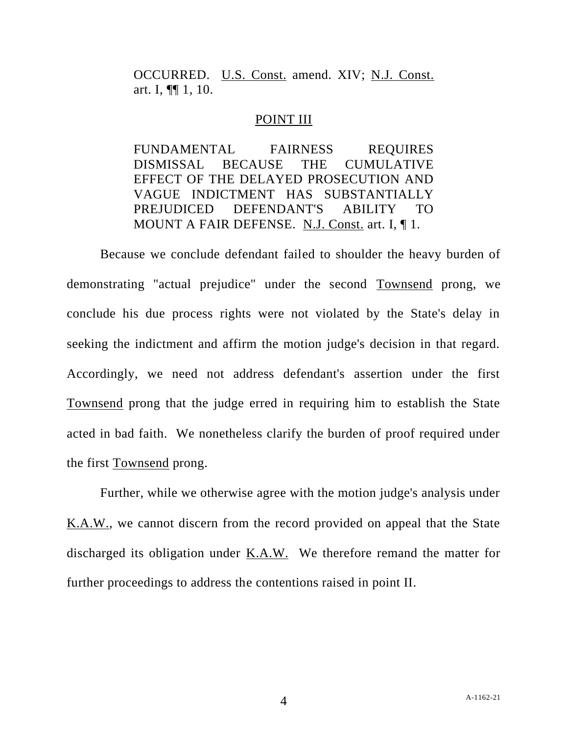OCCURRED. U.S. Const. amend. XIV; N.J. Const. art. I, ¶¶ 1, 10.

POINT III

FUNDAMENTAL FAIRNESS REQUIRES DISMISSAL BECAUSE THE CUMULATIVE EFFECT OF THE DELAYED PROSECUTION AND VAGUE INDICTMENT HAS SUBSTANTIALLY PREJUDICED DEFENDANT'S ABILITY TO MOUNT A FAIR DEFENSE. N.J. Const. art. I, ¶ 1.

Because we conclude defendant failed to shoulder the heavy burden of demonstrating "actual prejudice" under the second Townsend prong, we conclude his due process rights were not violated by the State's delay in seeking the indictment and affirm the motion judge's decision in that regard. Accordingly, we need not address defendant's assertion under the first Townsend prong that the judge erred in requiring him to establish the State acted in bad faith. We nonetheless clarify the burden of proof required under the first Townsend prong.

Further, while we otherwise agree with the motion judge's analysis under K.A.W., we cannot discern from the record provided on appeal that the State discharged its obligation under K.A.W. We therefore remand the matter for further proceedings to address the contentions raised in point II.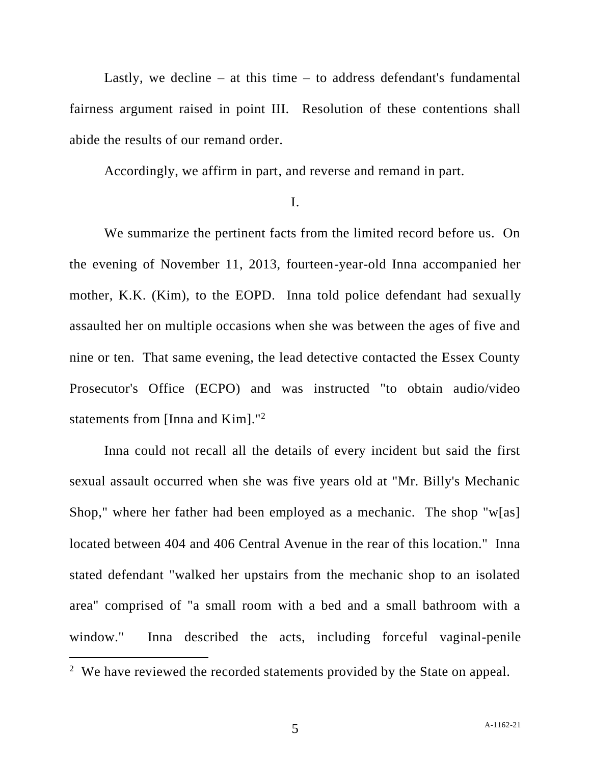Lastly, we decline – at this time – to address defendant's fundamental fairness argument raised in point III. Resolution of these contentions shall abide the results of our remand order.

Accordingly, we affirm in part, and reverse and remand in part.

I.

We summarize the pertinent facts from the limited record before us. On the evening of November 11, 2013, fourteen-year-old Inna accompanied her mother, K.K. (Kim), to the EOPD. Inna told police defendant had sexually assaulted her on multiple occasions when she was between the ages of five and nine or ten. That same evening, the lead detective contacted the Essex County Prosecutor's Office (ECPO) and was instructed "to obtain audio/video statements from [Inna and Kim]."[2]

Inna could not recall all the details of every incident but said the first sexual assault occurred when she was five years old at "Mr. Billy's Mechanic Shop," where her father had been employed as a mechanic. The shop "w[as] located between 404 and 406 Central Avenue in the rear of this location." Inna stated defendant "walked her upstairs from the mechanic shop to an isolated area" comprised of "a small room with a bed and a small bathroom with a window." Inna described the acts, including forceful vaginal-penile

---

[2] We have reviewed the recorded statements provided by the State on appeal.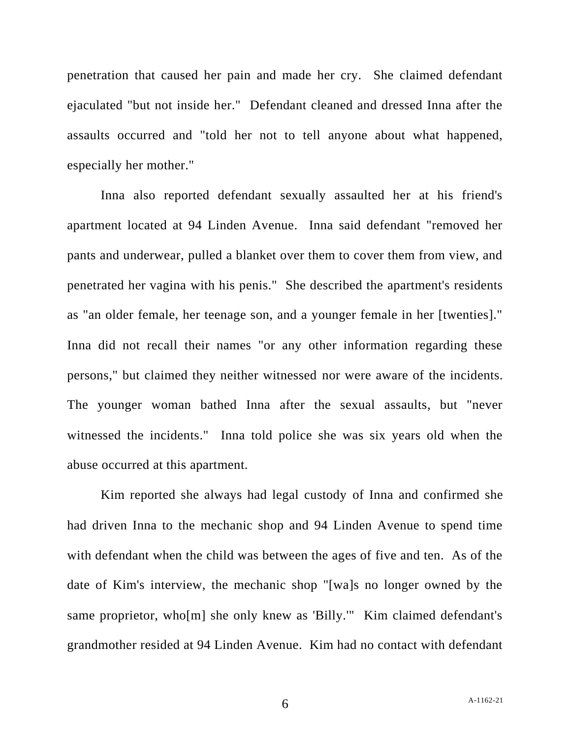penetration that caused her pain and made her cry. She claimed defendant ejaculated "but not inside her." Defendant cleaned and dressed Inna after the assaults occurred and "told her not to tell anyone about what happened, especially her mother."

Inna also reported defendant sexually assaulted her at his friend's apartment located at 94 Linden Avenue. Inna said defendant "removed her pants and underwear, pulled a blanket over them to cover them from view, and penetrated her vagina with his penis." She described the apartment's residents as "an older female, her teenage son, and a younger female in her [twenties]." Inna did not recall their names "or any other information regarding these persons," but claimed they neither witnessed nor were aware of the incidents. The younger woman bathed Inna after the sexual assaults, but "never witnessed the incidents." Inna told police she was six years old when the abuse occurred at this apartment.

Kim reported she always had legal custody of Inna and confirmed she had driven Inna to the mechanic shop and 94 Linden Avenue to spend time with defendant when the child was between the ages of five and ten. As of the date of Kim's interview, the mechanic shop "[wa]s no longer owned by the same proprietor, who[m] she only knew as 'Billy.'" Kim claimed defendant's grandmother resided at 94 Linden Avenue. Kim had no contact with defendant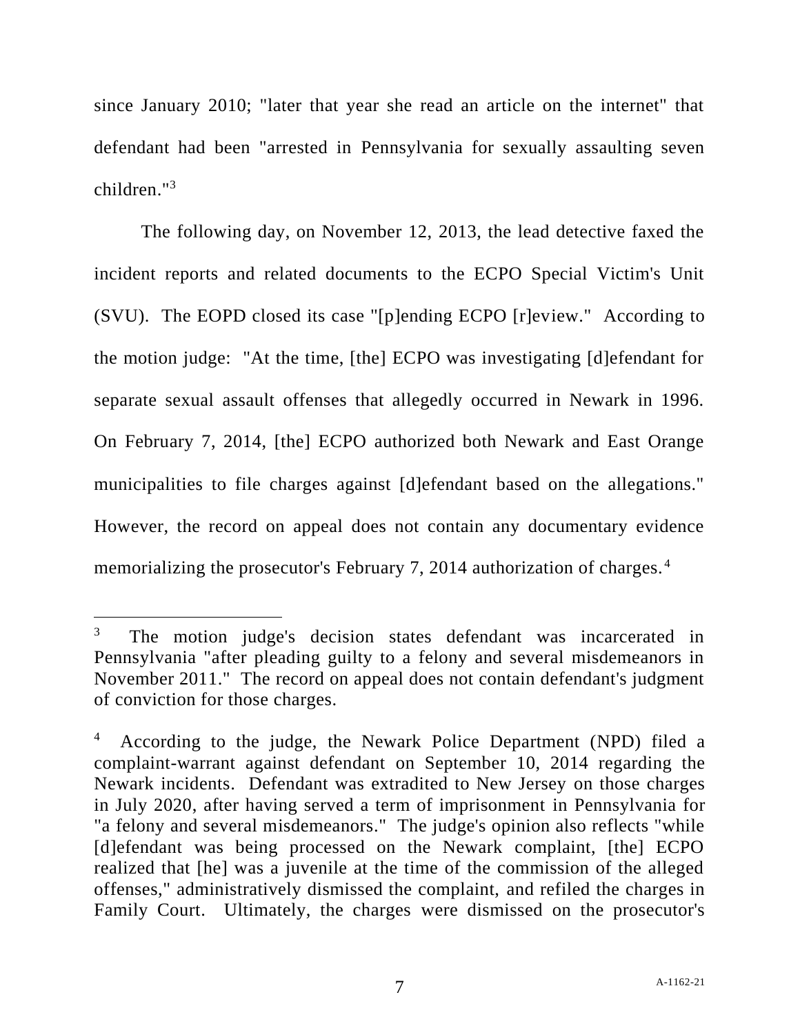since January 2010; "later that year she read an article on the internet" that defendant had been "arrested in Pennsylvania for sexually assaulting seven children."[3]

The following day, on November 12, 2013, the lead detective faxed the incident reports and related documents to the ECPO Special Victim's Unit (SVU). The EOPD closed its case "[p]ending ECPO [r]eview." According to the motion judge: "At the time, [the] ECPO was investigating [d]efendant for separate sexual assault offenses that allegedly occurred in Newark in 1996. On February 7, 2014, [the] ECPO authorized both Newark and East Orange municipalities to file charges against [d]efendant based on the allegations." However, the record on appeal does not contain any documentary evidence memorializing the prosecutor's February 7, 2014 authorization of charges.[4]

---

[3] The motion judge's decision states defendant was incarcerated in Pennsylvania "after pleading guilty to a felony and several misdemeanors in November 2011." The record on appeal does not contain defendant's judgment of conviction for those charges.

[4] According to the judge, the Newark Police Department (NPD) filed a complaint-warrant against defendant on September 10, 2014 regarding the Newark incidents. Defendant was extradited to New Jersey on those charges in July 2020, after having served a term of imprisonment in Pennsylvania for "a felony and several misdemeanors." The judge's opinion also reflects "while [d]efendant was being processed on the Newark complaint, [the] ECPO realized that [he] was a juvenile at the time of the commission of the alleged offenses," administratively dismissed the complaint, and refiled the charges in Family Court. Ultimately, the charges were dismissed on the prosecutor's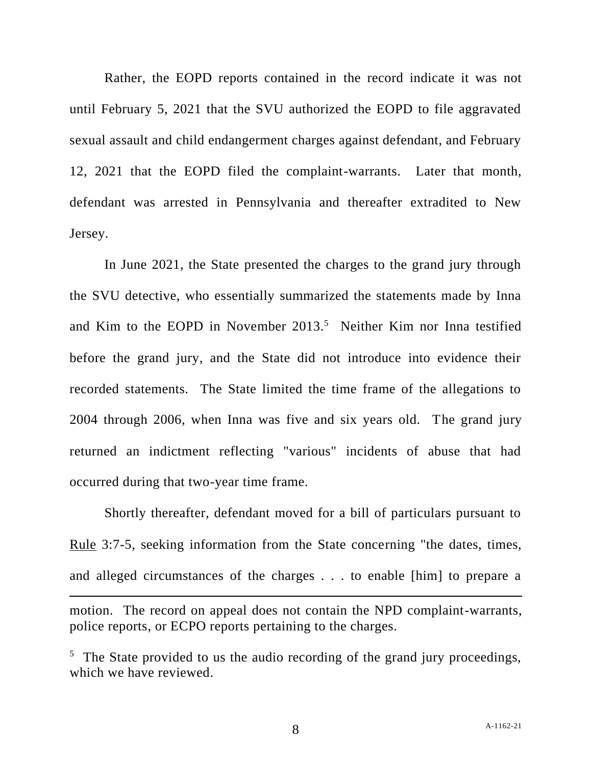Rather, the EOPD reports contained in the record indicate it was not until February 5, 2021 that the SVU authorized the EOPD to file aggravated sexual assault and child endangerment charges against defendant, and February 12, 2021 that the EOPD filed the complaint-warrants. Later that month, defendant was arrested in Pennsylvania and thereafter extradited to New Jersey.

In June 2021, the State presented the charges to the grand jury through the SVU detective, who essentially summarized the statements made by Inna and Kim to the EOPD in November 2013.[5] Neither Kim nor Inna testified before the grand jury, and the State did not introduce into evidence their recorded statements. The State limited the time frame of the allegations to 2004 through 2006, when Inna was five and six years old. The grand jury returned an indictment reflecting "various" incidents of abuse that had occurred during that two-year time frame.

Shortly thereafter, defendant moved for a bill of particulars pursuant to Rule 3:7-5, seeking information from the State concerning "the dates, times, and alleged circumstances of the charges . . . to enable [him] to prepare a

---

motion. The record on appeal does not contain the NPD complaint-warrants, police reports, or ECPO reports pertaining to the charges.

[5] The State provided to us the audio recording of the grand jury proceedings, which we have reviewed.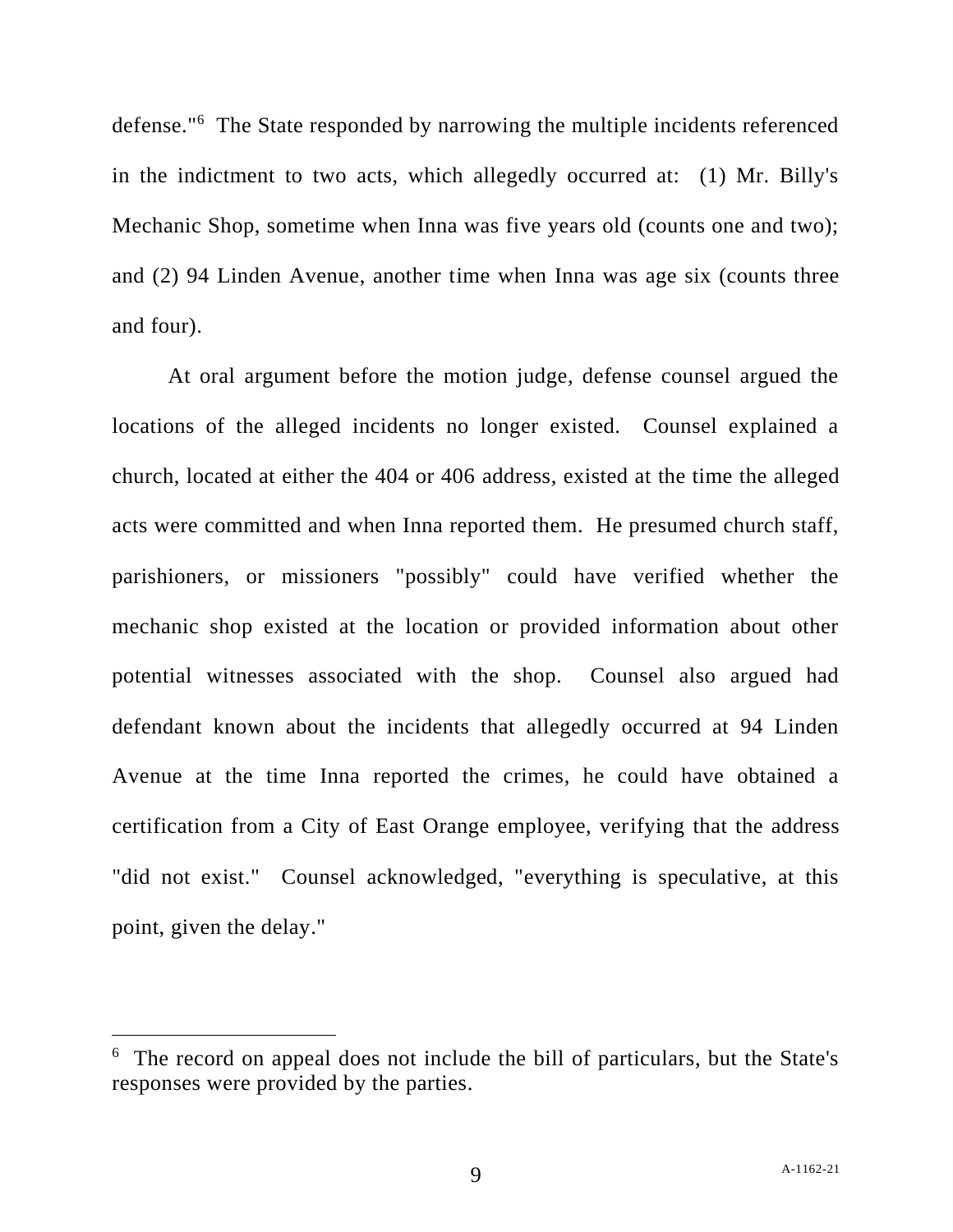defense."[6] The State responded by narrowing the multiple incidents referenced in the indictment to two acts, which allegedly occurred at: (1) Mr. Billy's Mechanic Shop, sometime when Inna was five years old (counts one and two); and (2) 94 Linden Avenue, another time when Inna was age six (counts three and four).

At oral argument before the motion judge, defense counsel argued the locations of the alleged incidents no longer existed. Counsel explained a church, located at either the 404 or 406 address, existed at the time the alleged acts were committed and when Inna reported them. He presumed church staff, parishioners, or missioners "possibly" could have verified whether the mechanic shop existed at the location or provided information about other potential witnesses associated with the shop. Counsel also argued had defendant known about the incidents that allegedly occurred at 94 Linden Avenue at the time Inna reported the crimes, he could have obtained a certification from a City of East Orange employee, verifying that the address "did not exist." Counsel acknowledged, "everything is speculative, at this point, given the delay."

---

[6] The record on appeal does not include the bill of particulars, but the State's responses were provided by the parties.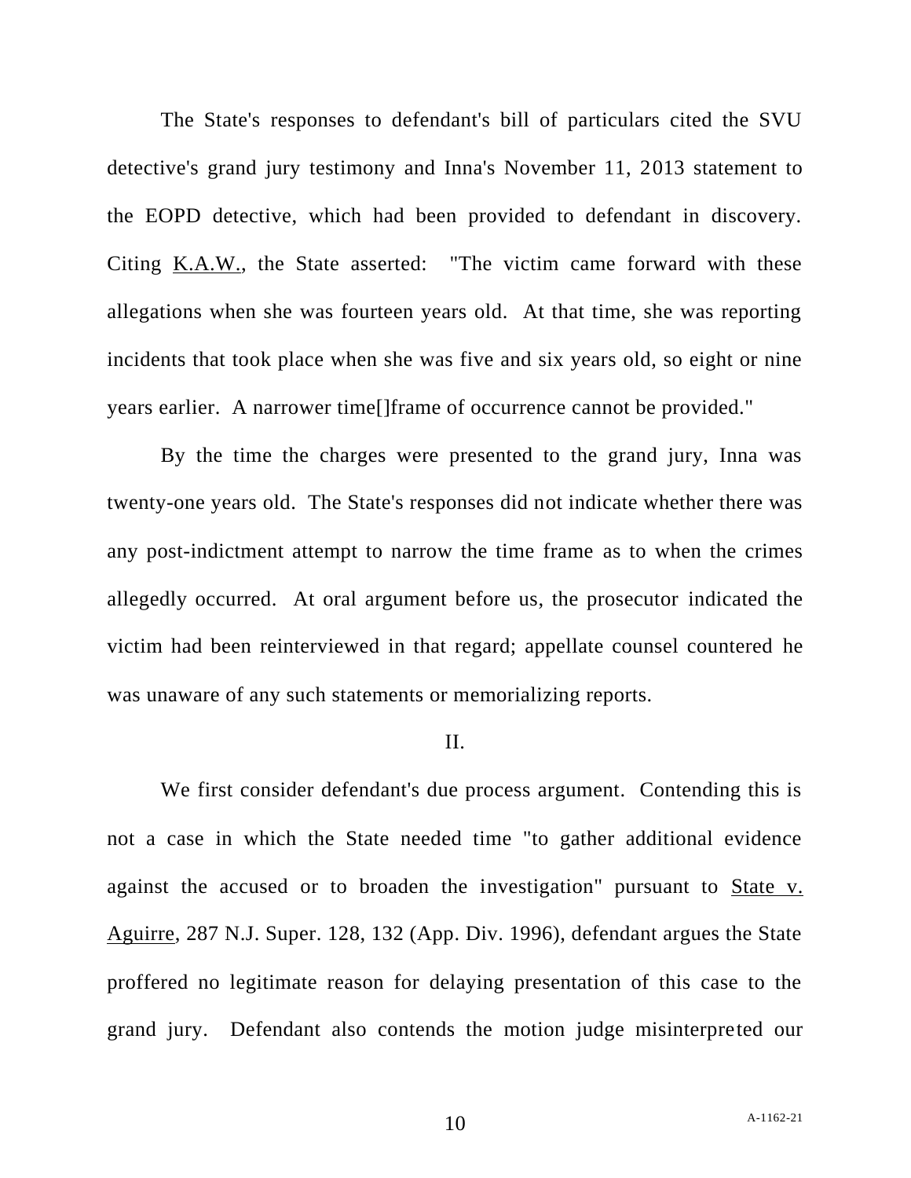The State's responses to defendant's bill of particulars cited the SVU detective's grand jury testimony and Inna's November 11, 2013 statement to the EOPD detective, which had been provided to defendant in discovery. Citing K.A.W., the State asserted: "The victim came forward with these allegations when she was fourteen years old. At that time, she was reporting incidents that took place when she was five and six years old, so eight or nine years earlier. A narrower time[]frame of occurrence cannot be provided."

By the time the charges were presented to the grand jury, Inna was twenty-one years old. The State's responses did not indicate whether there was any post-indictment attempt to narrow the time frame as to when the crimes allegedly occurred. At oral argument before us, the prosecutor indicated the victim had been reinterviewed in that regard; appellate counsel countered he was unaware of any such statements or memorializing reports.

## II.

We first consider defendant's due process argument. Contending this is not a case in which the State needed time "to gather additional evidence against the accused or to broaden the investigation" pursuant to State v. Aguirre, 287 N.J. Super. 128, 132 (App. Div. 1996), defendant argues the State proffered no legitimate reason for delaying presentation of this case to the grand jury. Defendant also contends the motion judge misinterpreted our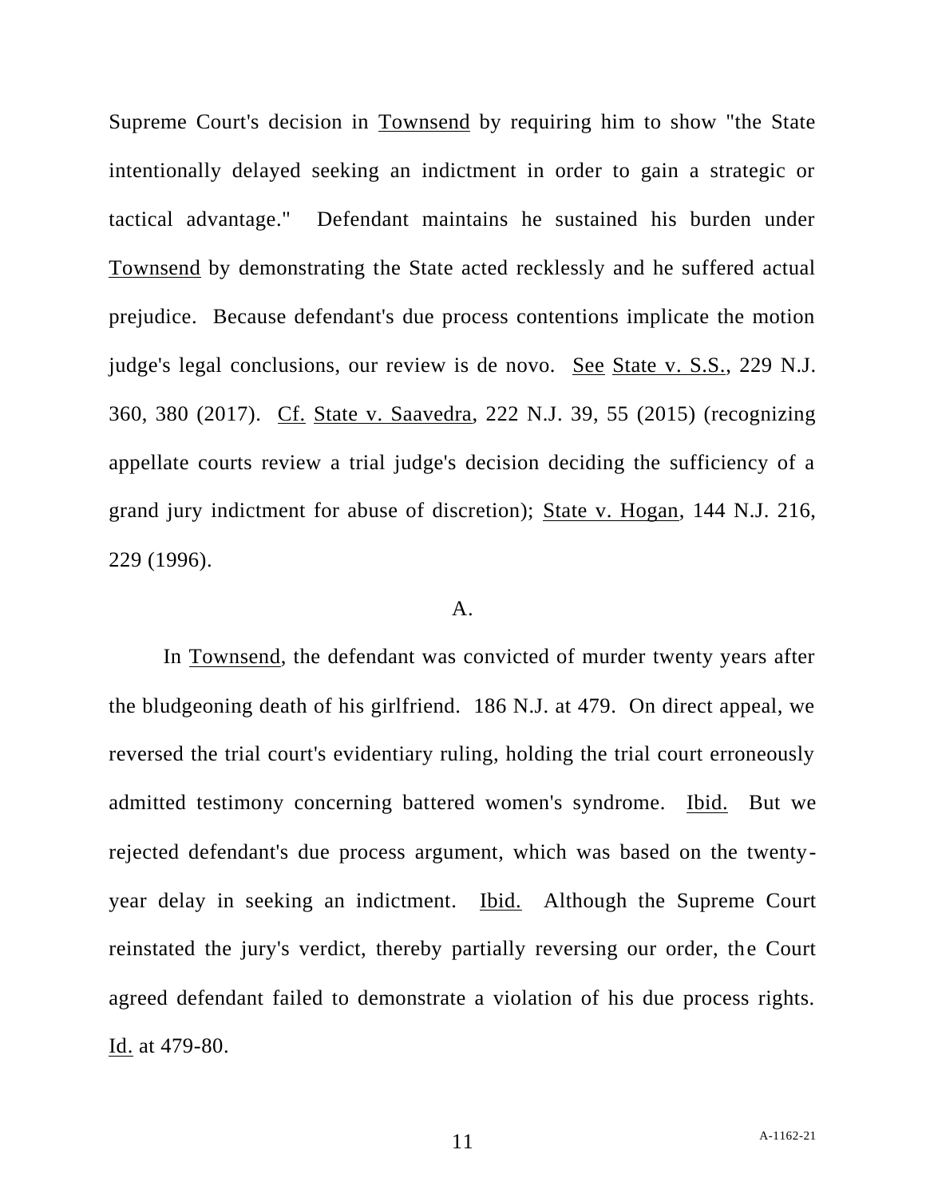Supreme Court's decision in Townsend by requiring him to show "the State intentionally delayed seeking an indictment in order to gain a strategic or tactical advantage." Defendant maintains he sustained his burden under Townsend by demonstrating the State acted recklessly and he suffered actual prejudice. Because defendant's due process contentions implicate the motion judge's legal conclusions, our review is de novo. See State v. S.S., 229 N.J. 360, 380 (2017). Cf. State v. Saavedra, 222 N.J. 39, 55 (2015) (recognizing appellate courts review a trial judge's decision deciding the sufficiency of a grand jury indictment for abuse of discretion); State v. Hogan, 144 N.J. 216, 229 (1996).

A.

In Townsend, the defendant was convicted of murder twenty years after the bludgeoning death of his girlfriend. 186 N.J. at 479. On direct appeal, we reversed the trial court's evidentiary ruling, holding the trial court erroneously admitted testimony concerning battered women's syndrome. Ibid. But we rejected defendant's due process argument, which was based on the twenty-year delay in seeking an indictment. Ibid. Although the Supreme Court reinstated the jury's verdict, thereby partially reversing our order, the Court agreed defendant failed to demonstrate a violation of his due process rights. Id. at 479-80.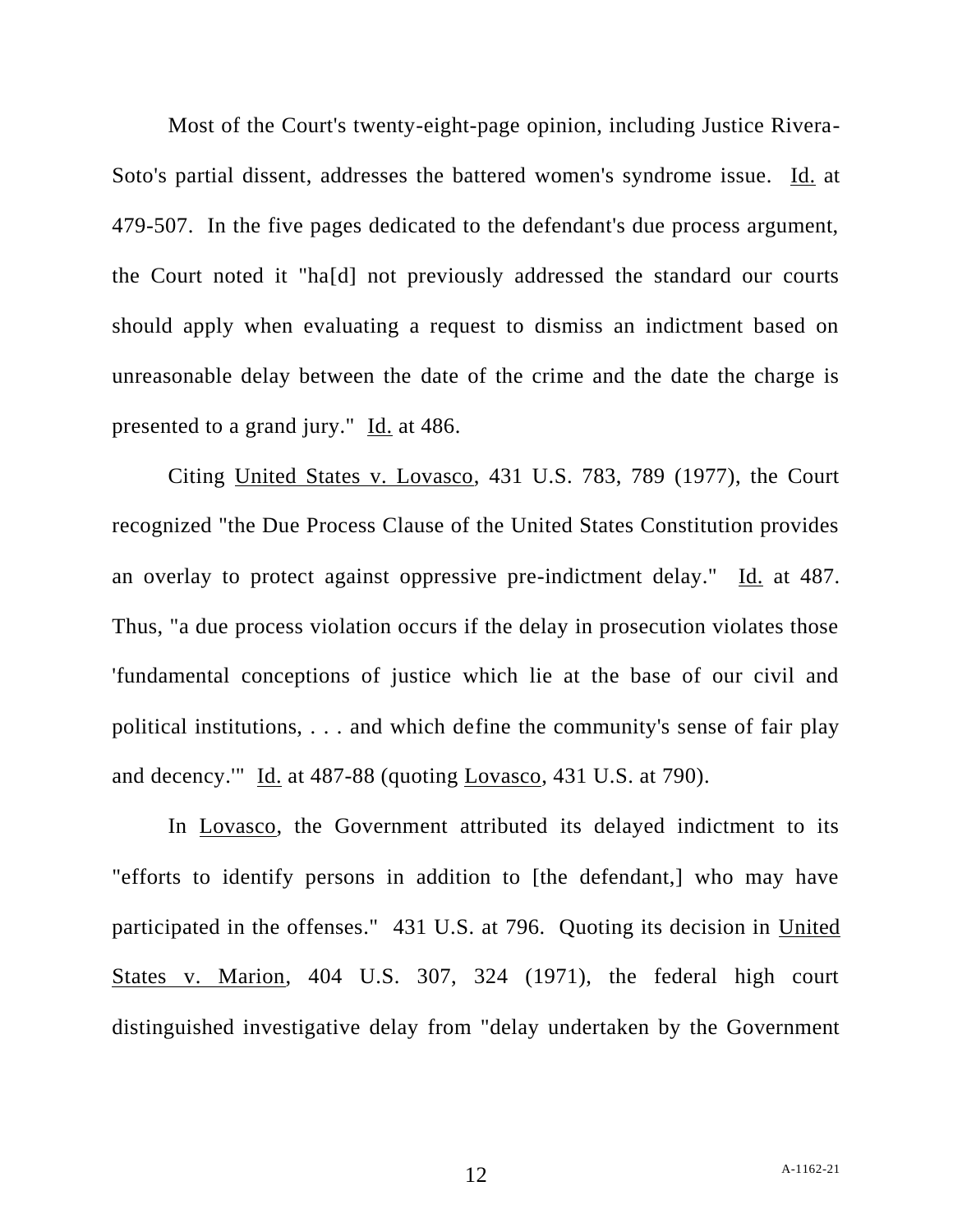Most of the Court's twenty-eight-page opinion, including Justice Rivera-Soto's partial dissent, addresses the battered women's syndrome issue. Id. at 479-507. In the five pages dedicated to the defendant's due process argument, the Court noted it "ha[d] not previously addressed the standard our courts should apply when evaluating a request to dismiss an indictment based on unreasonable delay between the date of the crime and the date the charge is presented to a grand jury." Id. at 486.

Citing United States v. Lovasco, 431 U.S. 783, 789 (1977), the Court recognized "the Due Process Clause of the United States Constitution provides an overlay to protect against oppressive pre-indictment delay." Id. at 487. Thus, "a due process violation occurs if the delay in prosecution violates those 'fundamental conceptions of justice which lie at the base of our civil and political institutions, . . . and which define the community's sense of fair play and decency.'" Id. at 487-88 (quoting Lovasco, 431 U.S. at 790).

In Lovasco, the Government attributed its delayed indictment to its "efforts to identify persons in addition to [the defendant,] who may have participated in the offenses." 431 U.S. at 796. Quoting its decision in United States v. Marion, 404 U.S. 307, 324 (1971), the federal high court distinguished investigative delay from "delay undertaken by the Government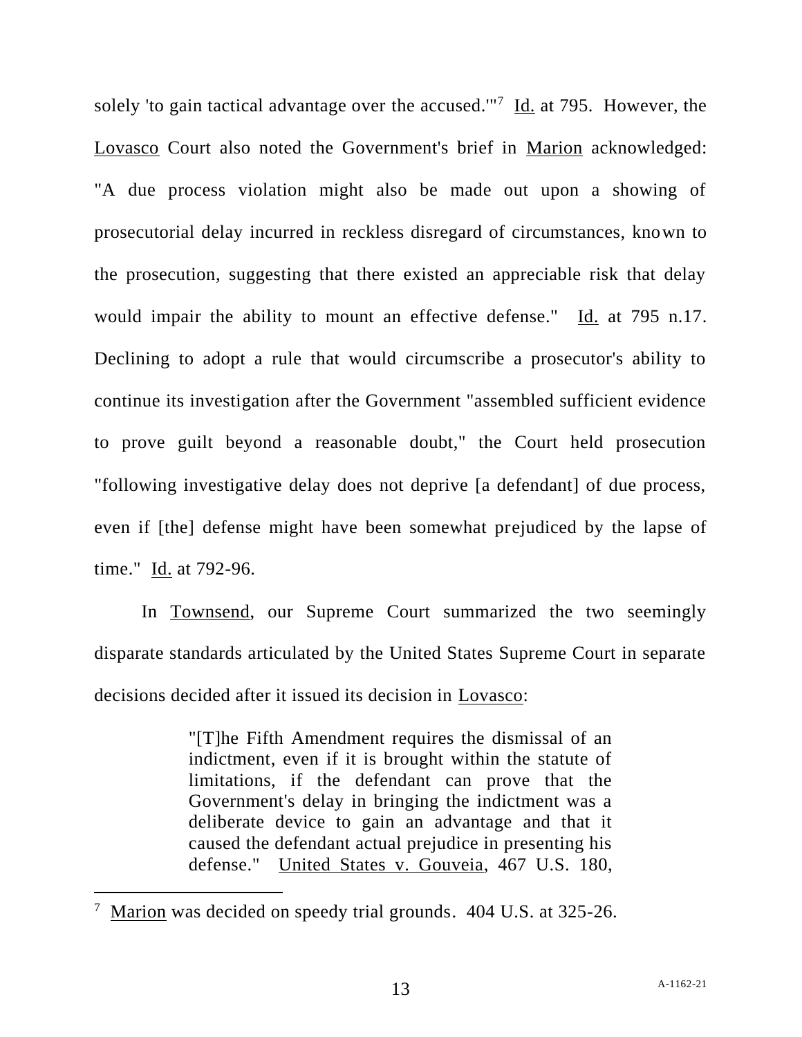solely 'to gain tactical advantage over the accused.'"[7] Id. at 795. However, the Lovasco Court also noted the Government's brief in Marion acknowledged: "A due process violation might also be made out upon a showing of prosecutorial delay incurred in reckless disregard of circumstances, known to the prosecution, suggesting that there existed an appreciable risk that delay would impair the ability to mount an effective defense." Id. at 795 n.17. Declining to adopt a rule that would circumscribe a prosecutor's ability to continue its investigation after the Government "assembled sufficient evidence to prove guilt beyond a reasonable doubt," the Court held prosecution "following investigative delay does not deprive [a defendant] of due process, even if [the] defense might have been somewhat prejudiced by the lapse of time." Id. at 792-96.

In Townsend, our Supreme Court summarized the two seemingly disparate standards articulated by the United States Supreme Court in separate decisions decided after it issued its decision in Lovasco:

> "[T]he Fifth Amendment requires the dismissal of an indictment, even if it is brought within the statute of limitations, if the defendant can prove that the Government's delay in bringing the indictment was a deliberate device to gain an advantage and that it caused the defendant actual prejudice in presenting his defense." United States v. Gouveia, 467 U.S. 180,

---

[7] Marion was decided on speedy trial grounds. 404 U.S. at 325-26.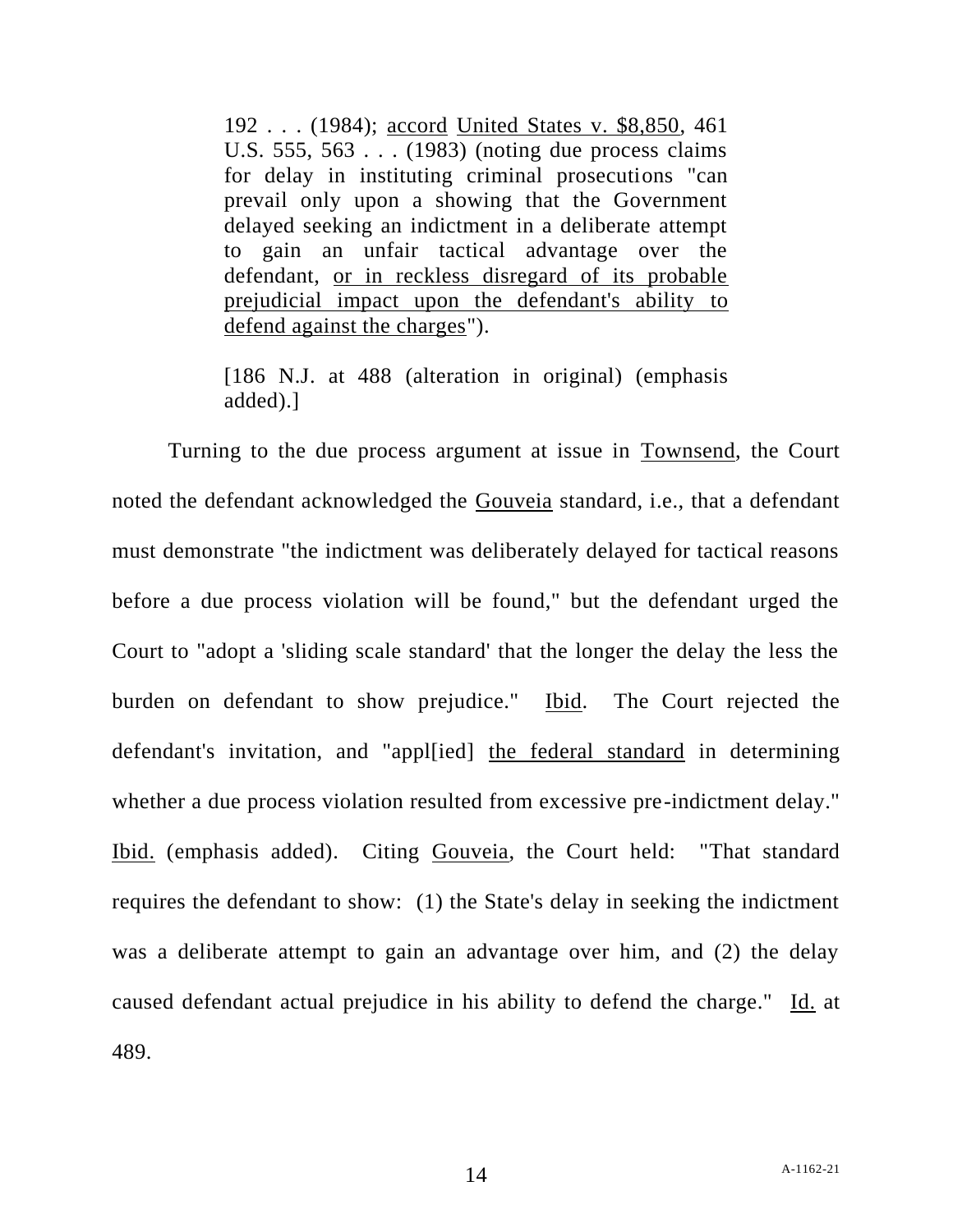> 192 . . . (1984); accord United States v. $8,850, 461 U.S. 555, 563 . . . (1983) (noting due process claims for delay in instituting criminal prosecutions "can prevail only upon a showing that the Government delayed seeking an indictment in a deliberate attempt to gain an unfair tactical advantage over the defendant, or in reckless disregard of its probable prejudicial impact upon the defendant's ability to defend against the charges").
>
> [186 N.J. at 488 (alteration in original) (emphasis added).]

Turning to the due process argument at issue in Townsend, the Court noted the defendant acknowledged the Gouveia standard, i.e., that a defendant must demonstrate "the indictment was deliberately delayed for tactical reasons before a due process violation will be found," but the defendant urged the Court to "adopt a 'sliding scale standard' that the longer the delay the less the burden on defendant to show prejudice." Ibid. The Court rejected the defendant's invitation, and "appl[ied] the federal standard in determining whether a due process violation resulted from excessive pre-indictment delay." Ibid. (emphasis added). Citing Gouveia, the Court held: "That standard requires the defendant to show: (1) the State's delay in seeking the indictment was a deliberate attempt to gain an advantage over him, and (2) the delay caused defendant actual prejudice in his ability to defend the charge." Id. at 489.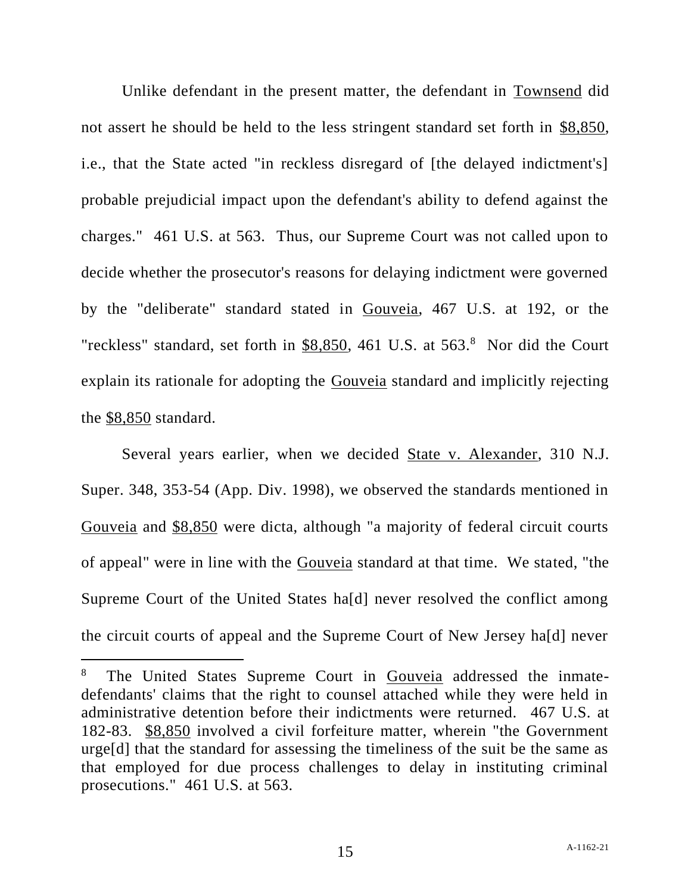Unlike defendant in the present matter, the defendant in Townsend did not assert he should be held to the less stringent standard set forth in $8,850, i.e., that the State acted "in reckless disregard of [the delayed indictment's] probable prejudicial impact upon the defendant's ability to defend against the charges." 461 U.S. at 563. Thus, our Supreme Court was not called upon to decide whether the prosecutor's reasons for delaying indictment were governed by the "deliberate" standard stated in Gouveia, 467 U.S. at 192, or the "reckless" standard, set forth in $8,850, 461 U.S. at 563.[8] Nor did the Court explain its rationale for adopting the Gouveia standard and implicitly rejecting the $8,850 standard.

Several years earlier, when we decided State v. Alexander, 310 N.J. Super. 348, 353-54 (App. Div. 1998), we observed the standards mentioned in Gouveia and $8,850 were dicta, although "a majority of federal circuit courts of appeal" were in line with the Gouveia standard at that time. We stated, "the Supreme Court of the United States ha[d] never resolved the conflict among the circuit courts of appeal and the Supreme Court of New Jersey ha[d] never

---

[8] The United States Supreme Court in Gouveia addressed the inmate-defendants' claims that the right to counsel attached while they were held in administrative detention before their indictments were returned. 467 U.S. at 182-83. $8,850 involved a civil forfeiture matter, wherein "the Government urge[d] that the standard for assessing the timeliness of the suit be the same as that employed for due process challenges to delay in instituting criminal prosecutions." 461 U.S. at 563.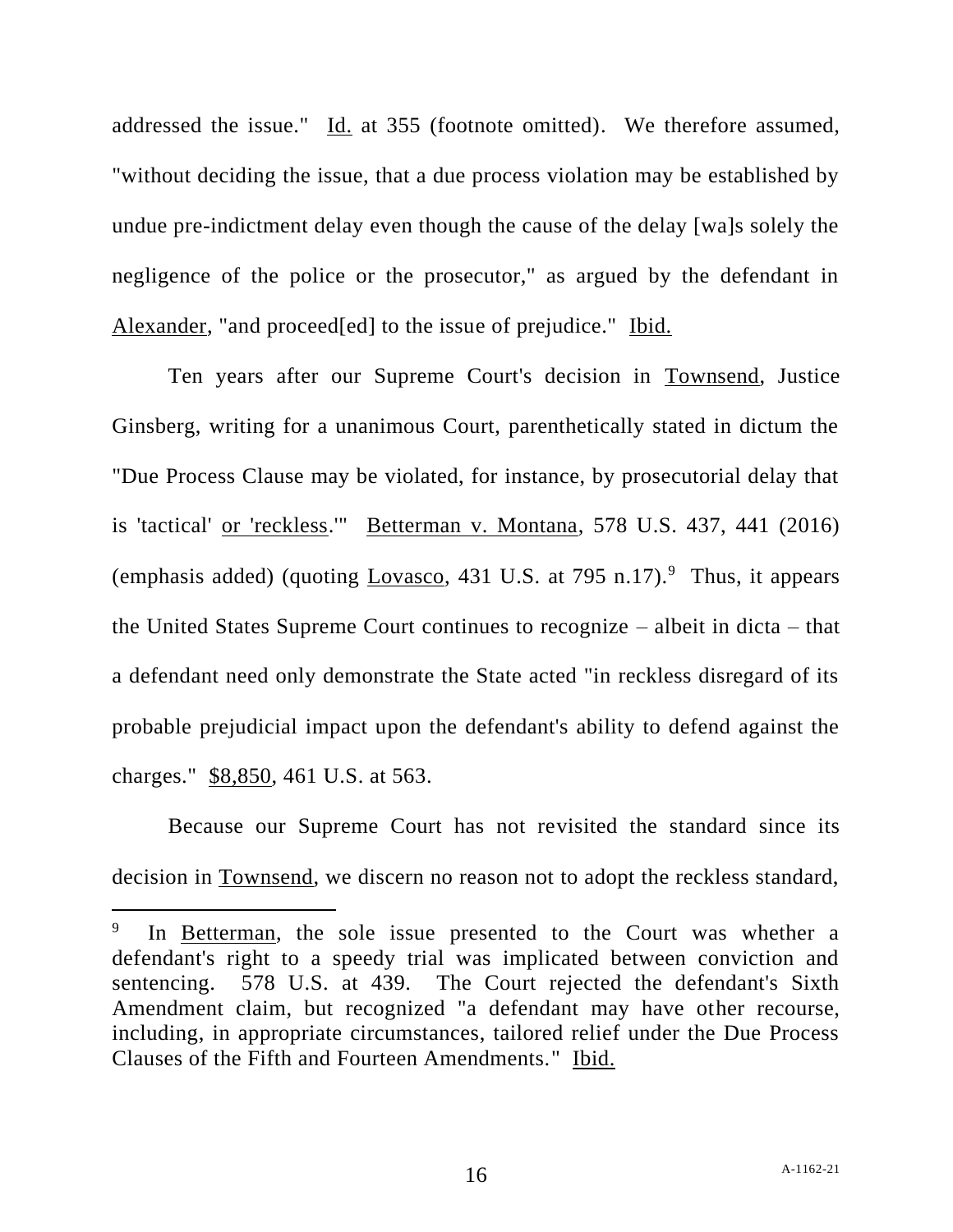addressed the issue." Id. at 355 (footnote omitted). We therefore assumed, "without deciding the issue, that a due process violation may be established by undue pre-indictment delay even though the cause of the delay [wa]s solely the negligence of the police or the prosecutor," as argued by the defendant in Alexander, "and proceed[ed] to the issue of prejudice." Ibid.

Ten years after our Supreme Court's decision in Townsend, Justice Ginsberg, writing for a unanimous Court, parenthetically stated in dictum the "Due Process Clause may be violated, for instance, by prosecutorial delay that is 'tactical' or 'reckless.'" Betterman v. Montana, 578 U.S. 437, 441 (2016) (emphasis added) (quoting Lovasco, 431 U.S. at 795 n.17).[9] Thus, it appears the United States Supreme Court continues to recognize – albeit in dicta – that a defendant need only demonstrate the State acted "in reckless disregard of its probable prejudicial impact upon the defendant's ability to defend against the charges." $8,850, 461 U.S. at 563.

Because our Supreme Court has not revisited the standard since its decision in Townsend, we discern no reason not to adopt the reckless standard,

---

[9] In Betterman, the sole issue presented to the Court was whether a defendant's right to a speedy trial was implicated between conviction and sentencing. 578 U.S. at 439. The Court rejected the defendant's Sixth Amendment claim, but recognized "a defendant may have other recourse, including, in appropriate circumstances, tailored relief under the Due Process Clauses of the Fifth and Fourteen Amendments." Ibid.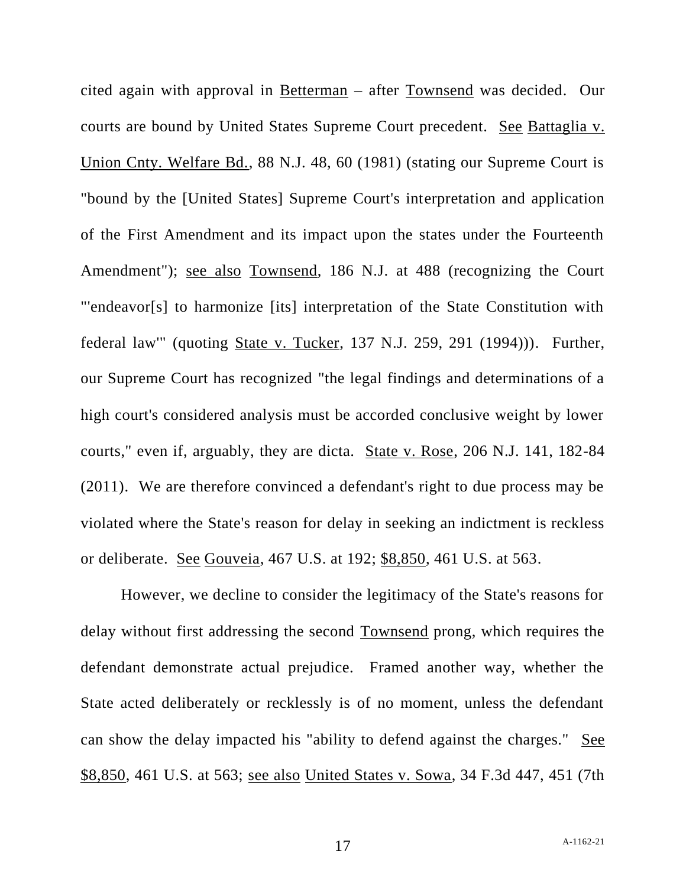cited again with approval in Betterman – after Townsend was decided. Our courts are bound by United States Supreme Court precedent. See Battaglia v. Union Cnty. Welfare Bd., 88 N.J. 48, 60 (1981) (stating our Supreme Court is "bound by the [United States] Supreme Court's interpretation and application of the First Amendment and its impact upon the states under the Fourteenth Amendment"); see also Townsend, 186 N.J. at 488 (recognizing the Court "'endeavor[s] to harmonize [its] interpretation of the State Constitution with federal law'" (quoting State v. Tucker, 137 N.J. 259, 291 (1994))). Further, our Supreme Court has recognized "the legal findings and determinations of a high court's considered analysis must be accorded conclusive weight by lower courts," even if, arguably, they are dicta. State v. Rose, 206 N.J. 141, 182-84 (2011). We are therefore convinced a defendant's right to due process may be violated where the State's reason for delay in seeking an indictment is reckless or deliberate. See Gouveia, 467 U.S. at 192; $8,850, 461 U.S. at 563.

However, we decline to consider the legitimacy of the State's reasons for delay without first addressing the second Townsend prong, which requires the defendant demonstrate actual prejudice. Framed another way, whether the State acted deliberately or recklessly is of no moment, unless the defendant can show the delay impacted his "ability to defend against the charges." See $8,850, 461 U.S. at 563; see also United States v. Sowa, 34 F.3d 447, 451 (7th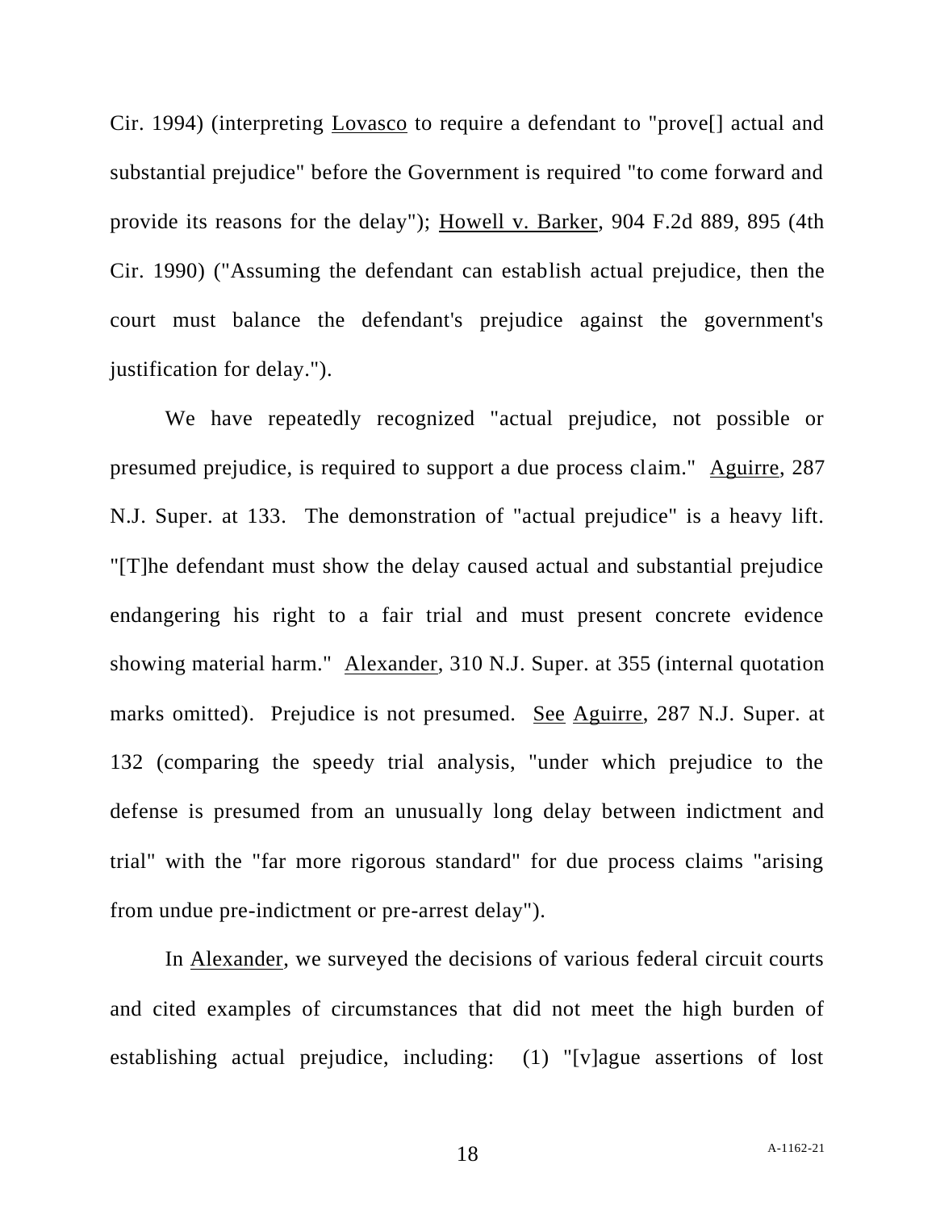Cir. 1994) (interpreting Lovasco to require a defendant to "prove[] actual and substantial prejudice" before the Government is required "to come forward and provide its reasons for the delay"); Howell v. Barker, 904 F.2d 889, 895 (4th Cir. 1990) ("Assuming the defendant can establish actual prejudice, then the court must balance the defendant's prejudice against the government's justification for delay.").

We have repeatedly recognized "actual prejudice, not possible or presumed prejudice, is required to support a due process claim." Aguirre, 287 N.J. Super. at 133. The demonstration of "actual prejudice" is a heavy lift. "[T]he defendant must show the delay caused actual and substantial prejudice endangering his right to a fair trial and must present concrete evidence showing material harm." Alexander, 310 N.J. Super. at 355 (internal quotation marks omitted). Prejudice is not presumed. See Aguirre, 287 N.J. Super. at 132 (comparing the speedy trial analysis, "under which prejudice to the defense is presumed from an unusually long delay between indictment and trial" with the "far more rigorous standard" for due process claims "arising from undue pre-indictment or pre-arrest delay").

In Alexander, we surveyed the decisions of various federal circuit courts and cited examples of circumstances that did not meet the high burden of establishing actual prejudice, including: (1) "[v]ague assertions of lost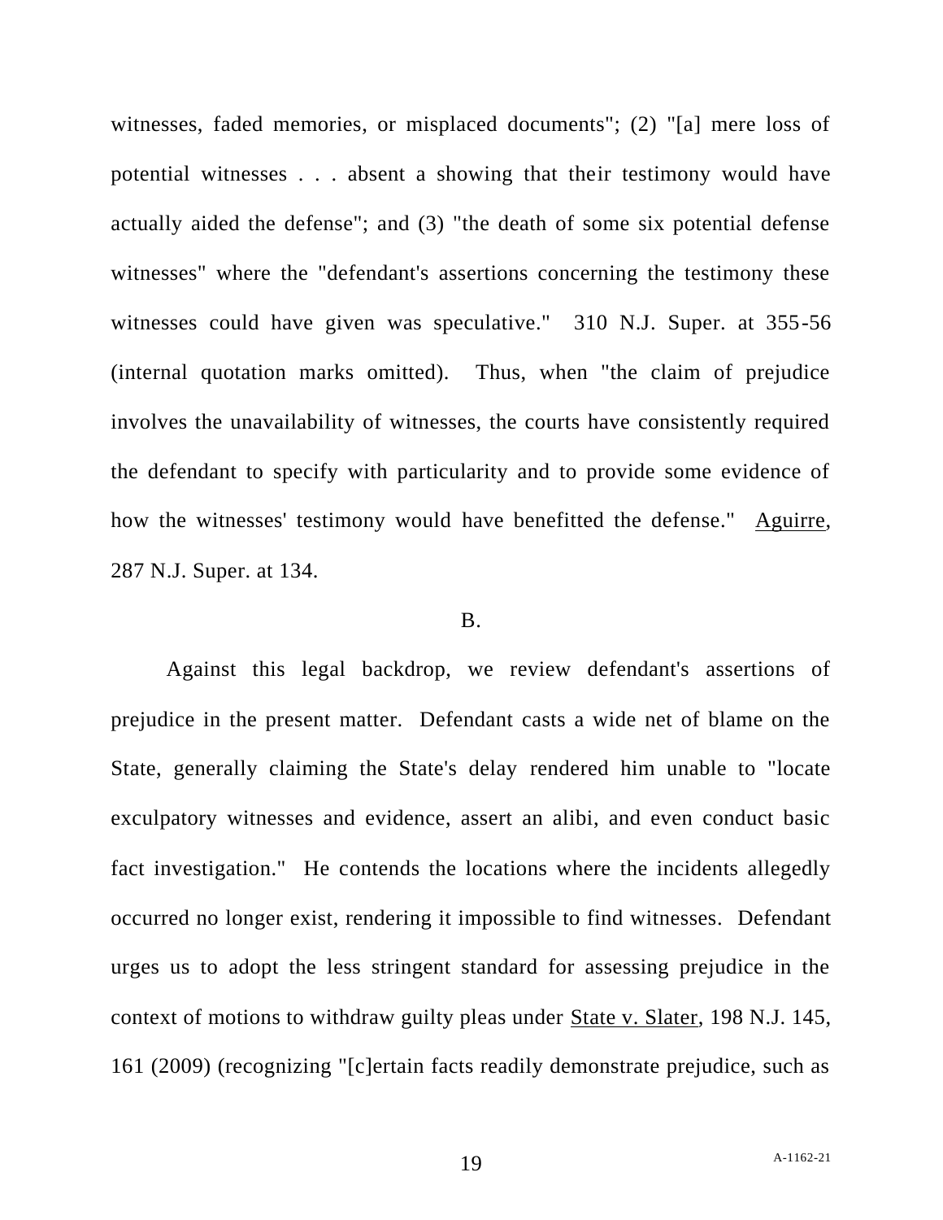witnesses, faded memories, or misplaced documents"; (2) "[a] mere loss of potential witnesses . . . absent a showing that their testimony would have actually aided the defense"; and (3) "the death of some six potential defense witnesses" where the "defendant's assertions concerning the testimony these witnesses could have given was speculative." 310 N.J. Super. at 355-56 (internal quotation marks omitted). Thus, when "the claim of prejudice involves the unavailability of witnesses, the courts have consistently required the defendant to specify with particularity and to provide some evidence of how the witnesses' testimony would have benefitted the defense." Aguirre, 287 N.J. Super. at 134.

B.

Against this legal backdrop, we review defendant's assertions of prejudice in the present matter. Defendant casts a wide net of blame on the State, generally claiming the State's delay rendered him unable to "locate exculpatory witnesses and evidence, assert an alibi, and even conduct basic fact investigation." He contends the locations where the incidents allegedly occurred no longer exist, rendering it impossible to find witnesses. Defendant urges us to adopt the less stringent standard for assessing prejudice in the context of motions to withdraw guilty pleas under State v. Slater, 198 N.J. 145, 161 (2009) (recognizing "[c]ertain facts readily demonstrate prejudice, such as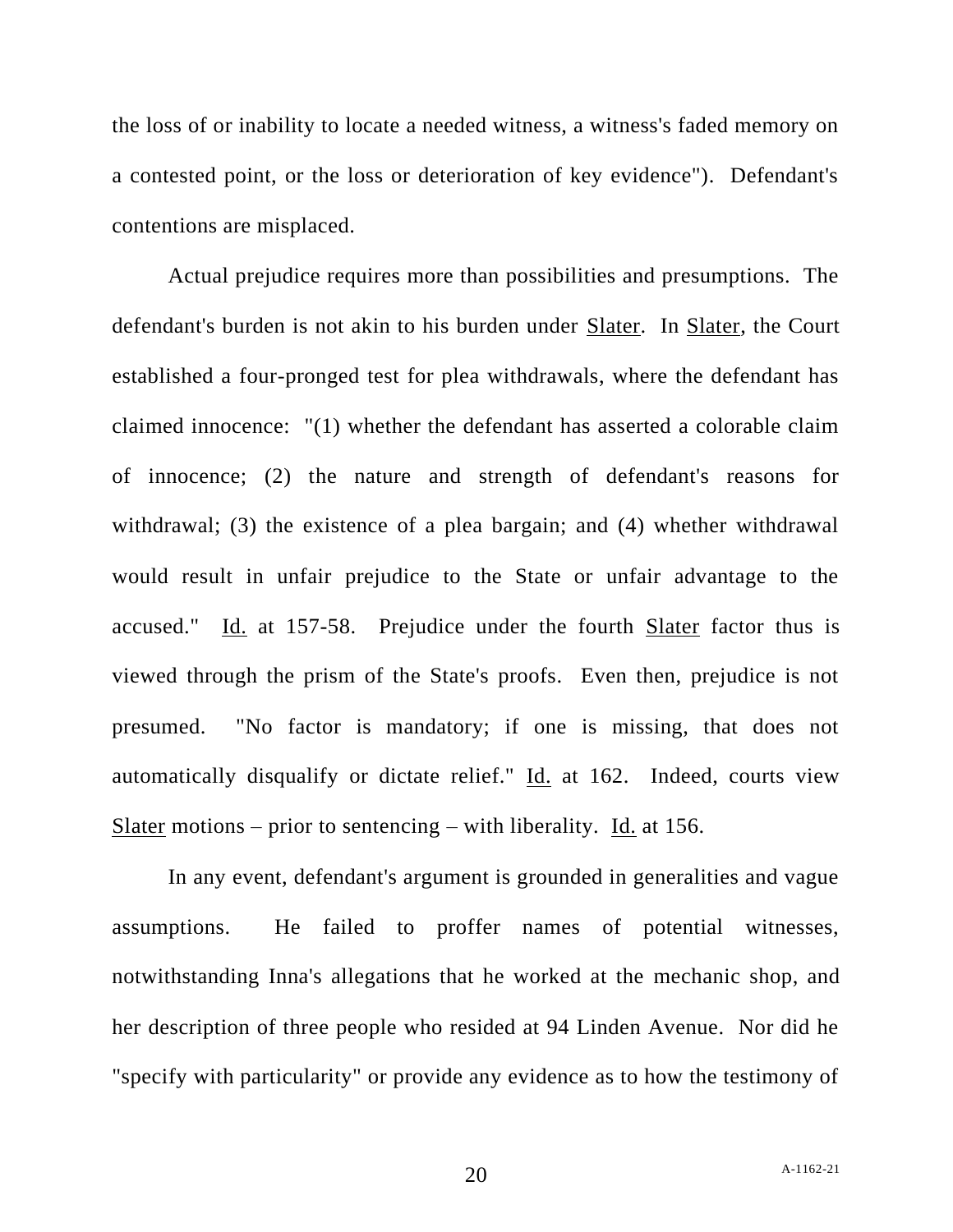the loss of or inability to locate a needed witness, a witness's faded memory on a contested point, or the loss or deterioration of key evidence"). Defendant's contentions are misplaced.

Actual prejudice requires more than possibilities and presumptions. The defendant's burden is not akin to his burden under Slater. In Slater, the Court established a four-pronged test for plea withdrawals, where the defendant has claimed innocence: "(1) whether the defendant has asserted a colorable claim of innocence; (2) the nature and strength of defendant's reasons for withdrawal; (3) the existence of a plea bargain; and (4) whether withdrawal would result in unfair prejudice to the State or unfair advantage to the accused." Id. at 157-58. Prejudice under the fourth Slater factor thus is viewed through the prism of the State's proofs. Even then, prejudice is not presumed. "No factor is mandatory; if one is missing, that does not automatically disqualify or dictate relief." Id. at 162. Indeed, courts view Slater motions – prior to sentencing – with liberality. Id. at 156.

In any event, defendant's argument is grounded in generalities and vague assumptions. He failed to proffer names of potential witnesses, notwithstanding Inna's allegations that he worked at the mechanic shop, and her description of three people who resided at 94 Linden Avenue. Nor did he "specify with particularity" or provide any evidence as to how the testimony of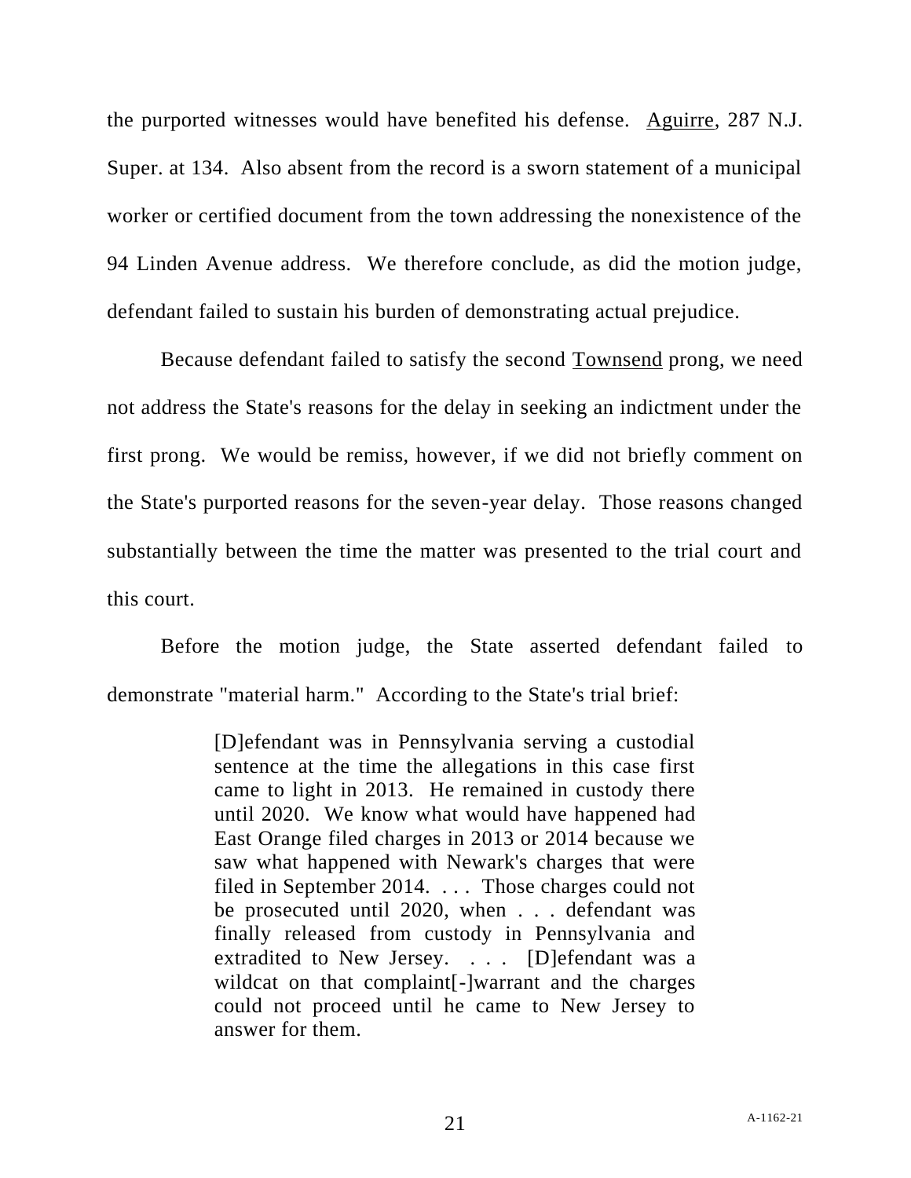the purported witnesses would have benefited his defense. Aguirre, 287 N.J. Super. at 134. Also absent from the record is a sworn statement of a municipal worker or certified document from the town addressing the nonexistence of the 94 Linden Avenue address. We therefore conclude, as did the motion judge, defendant failed to sustain his burden of demonstrating actual prejudice.

Because defendant failed to satisfy the second Townsend prong, we need not address the State's reasons for the delay in seeking an indictment under the first prong. We would be remiss, however, if we did not briefly comment on the State's purported reasons for the seven-year delay. Those reasons changed substantially between the time the matter was presented to the trial court and this court.

Before the motion judge, the State asserted defendant failed to demonstrate "material harm." According to the State's trial brief:

> [D]efendant was in Pennsylvania serving a custodial sentence at the time the allegations in this case first came to light in 2013. He remained in custody there until 2020. We know what would have happened had East Orange filed charges in 2013 or 2014 because we saw what happened with Newark's charges that were filed in September 2014. . . . Those charges could not be prosecuted until 2020, when . . . defendant was finally released from custody in Pennsylvania and extradited to New Jersey. . . . [D]efendant was a wildcat on that complaint[-]warrant and the charges could not proceed until he came to New Jersey to answer for them.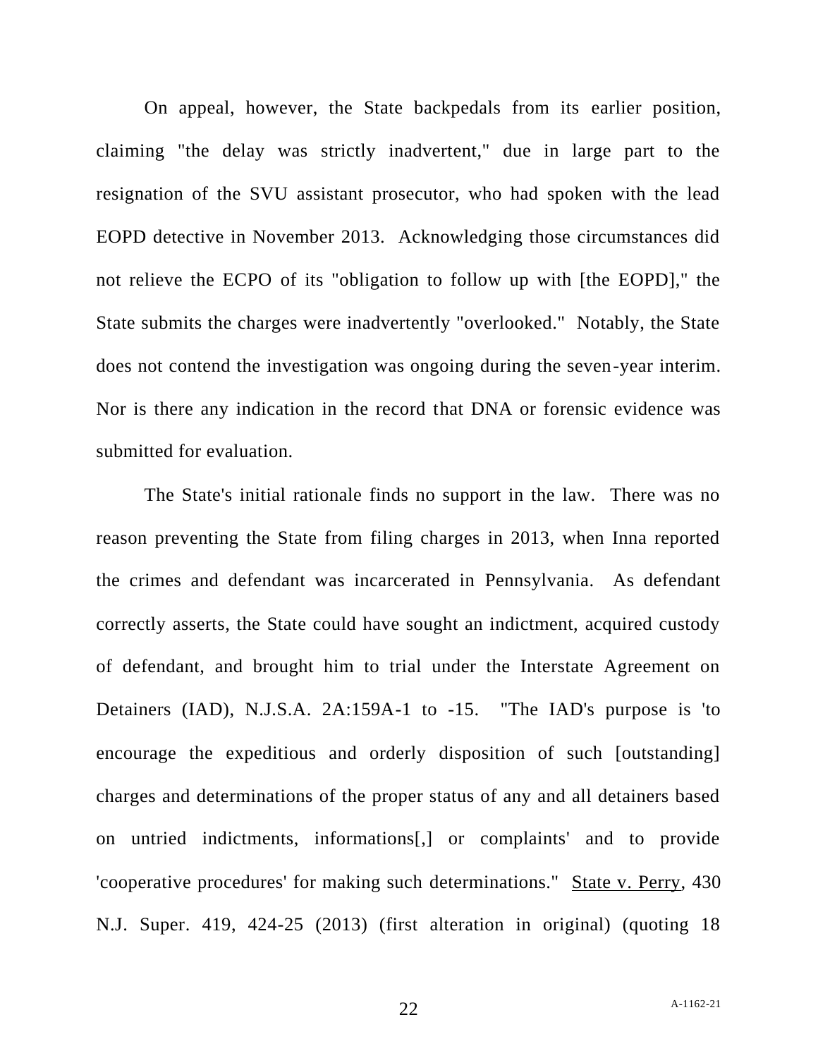On appeal, however, the State backpedals from its earlier position, claiming "the delay was strictly inadvertent," due in large part to the resignation of the SVU assistant prosecutor, who had spoken with the lead EOPD detective in November 2013. Acknowledging those circumstances did not relieve the ECPO of its "obligation to follow up with [the EOPD]," the State submits the charges were inadvertently "overlooked." Notably, the State does not contend the investigation was ongoing during the seven-year interim. Nor is there any indication in the record that DNA or forensic evidence was submitted for evaluation.

The State's initial rationale finds no support in the law. There was no reason preventing the State from filing charges in 2013, when Inna reported the crimes and defendant was incarcerated in Pennsylvania. As defendant correctly asserts, the State could have sought an indictment, acquired custody of defendant, and brought him to trial under the Interstate Agreement on Detainers (IAD), N.J.S.A. 2A:159A-1 to -15. "The IAD's purpose is 'to encourage the expeditious and orderly disposition of such [outstanding] charges and determinations of the proper status of any and all detainers based on untried indictments, informations[,] or complaints' and to provide 'cooperative procedures' for making such determinations." State v. Perry, 430 N.J. Super. 419, 424-25 (2013) (first alteration in original) (quoting 18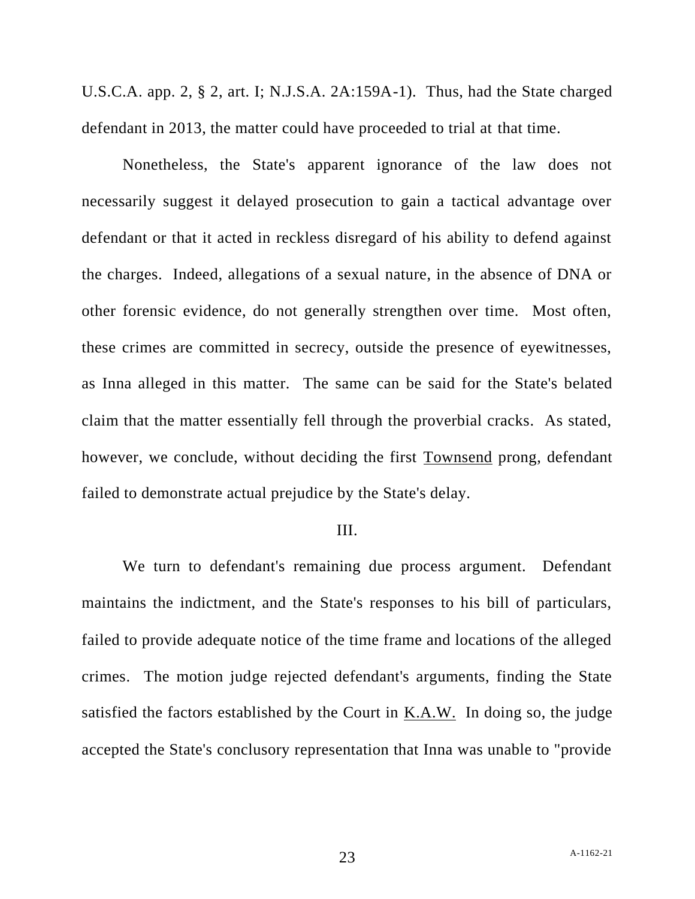U.S.C.A. app. 2, § 2, art. I; N.J.S.A. 2A:159A-1). Thus, had the State charged defendant in 2013, the matter could have proceeded to trial at that time.

Nonetheless, the State's apparent ignorance of the law does not necessarily suggest it delayed prosecution to gain a tactical advantage over defendant or that it acted in reckless disregard of his ability to defend against the charges. Indeed, allegations of a sexual nature, in the absence of DNA or other forensic evidence, do not generally strengthen over time. Most often, these crimes are committed in secrecy, outside the presence of eyewitnesses, as Inna alleged in this matter. The same can be said for the State's belated claim that the matter essentially fell through the proverbial cracks. As stated, however, we conclude, without deciding the first <u>Townsend</u> prong, defendant failed to demonstrate actual prejudice by the State's delay.

## III.

We turn to defendant's remaining due process argument. Defendant maintains the indictment, and the State's responses to his bill of particulars, failed to provide adequate notice of the time frame and locations of the alleged crimes. The motion judge rejected defendant's arguments, finding the State satisfied the factors established by the Court in <u>K.A.W.</u> In doing so, the judge accepted the State's conclusory representation that Inna was unable to "provide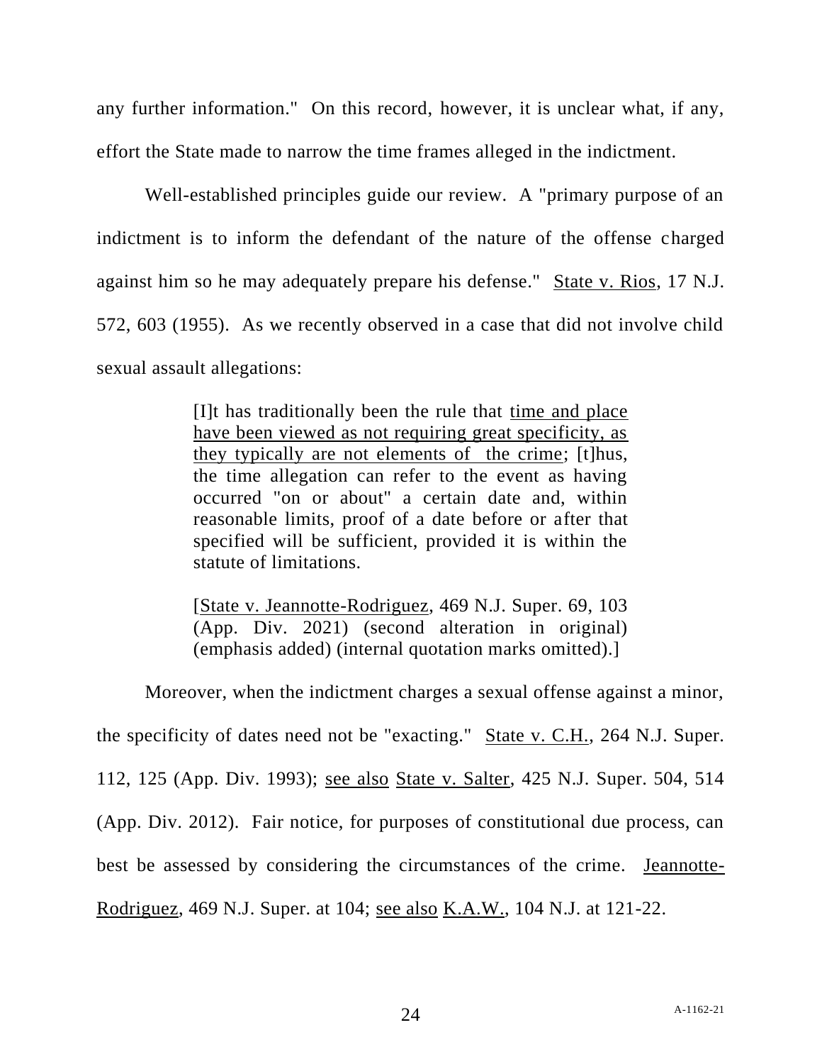any further information." On this record, however, it is unclear what, if any, effort the State made to narrow the time frames alleged in the indictment.

Well-established principles guide our review. A "primary purpose of an indictment is to inform the defendant of the nature of the offense charged against him so he may adequately prepare his defense." State v. Rios, 17 N.J. 572, 603 (1955). As we recently observed in a case that did not involve child sexual assault allegations:

> [I]t has traditionally been the rule that <u>time and place have been viewed as not requiring great specificity, as they typically are not elements of the crime</u>; [t]hus, the time allegation can refer to the event as having occurred "on or about" a certain date and, within reasonable limits, proof of a date before or after that specified will be sufficient, provided it is within the statute of limitations.
>
> [State v. Jeannotte-Rodriguez, 469 N.J. Super. 69, 103 (App. Div. 2021) (second alteration in original) (emphasis added) (internal quotation marks omitted).]

Moreover, when the indictment charges a sexual offense against a minor, the specificity of dates need not be "exacting." State v. C.H., 264 N.J. Super. 112, 125 (App. Div. 1993); see also State v. Salter, 425 N.J. Super. 504, 514 (App. Div. 2012). Fair notice, for purposes of constitutional due process, can best be assessed by considering the circumstances of the crime. Jeannotte-Rodriguez, 469 N.J. Super. at 104; see also K.A.W., 104 N.J. at 121-22.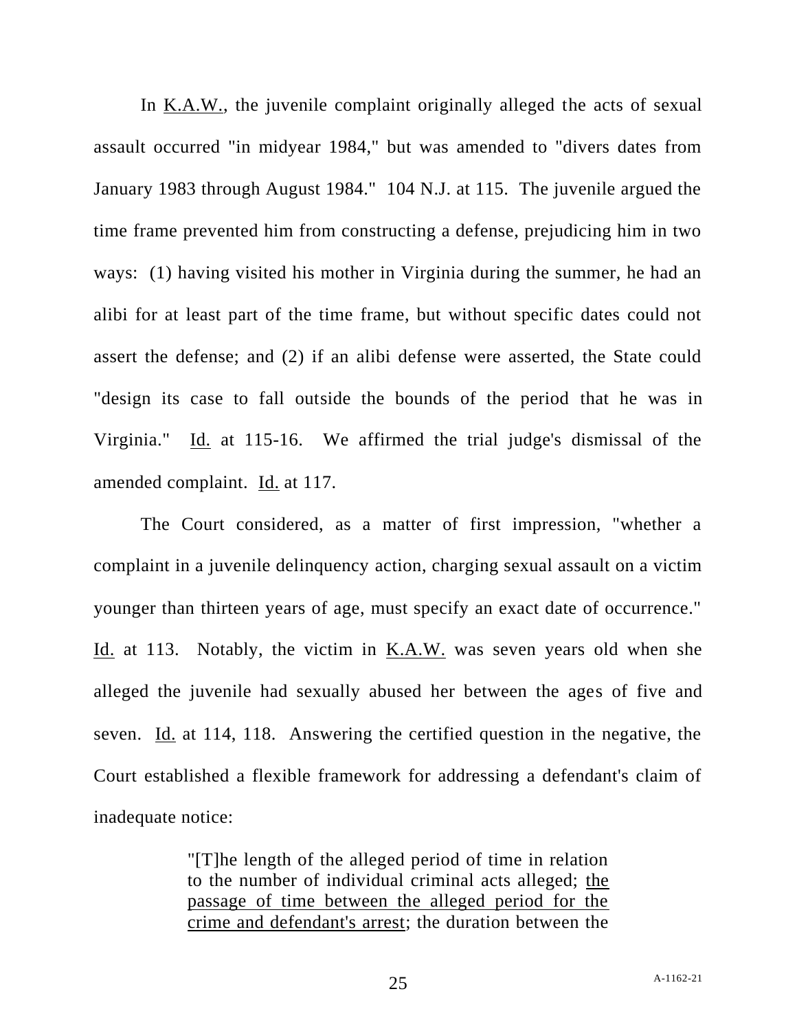In K.A.W., the juvenile complaint originally alleged the acts of sexual assault occurred "in midyear 1984," but was amended to "divers dates from January 1983 through August 1984." 104 N.J. at 115. The juvenile argued the time frame prevented him from constructing a defense, prejudicing him in two ways: (1) having visited his mother in Virginia during the summer, he had an alibi for at least part of the time frame, but without specific dates could not assert the defense; and (2) if an alibi defense were asserted, the State could "design its case to fall outside the bounds of the period that he was in Virginia." Id. at 115-16. We affirmed the trial judge's dismissal of the amended complaint. Id. at 117.

The Court considered, as a matter of first impression, "whether a complaint in a juvenile delinquency action, charging sexual assault on a victim younger than thirteen years of age, must specify an exact date of occurrence." Id. at 113. Notably, the victim in K.A.W. was seven years old when she alleged the juvenile had sexually abused her between the ages of five and seven. Id. at 114, 118. Answering the certified question in the negative, the Court established a flexible framework for addressing a defendant's claim of inadequate notice:

> "[T]he length of the alleged period of time in relation to the number of individual criminal acts alleged; the passage of time between the alleged period for the crime and defendant's arrest; the duration between the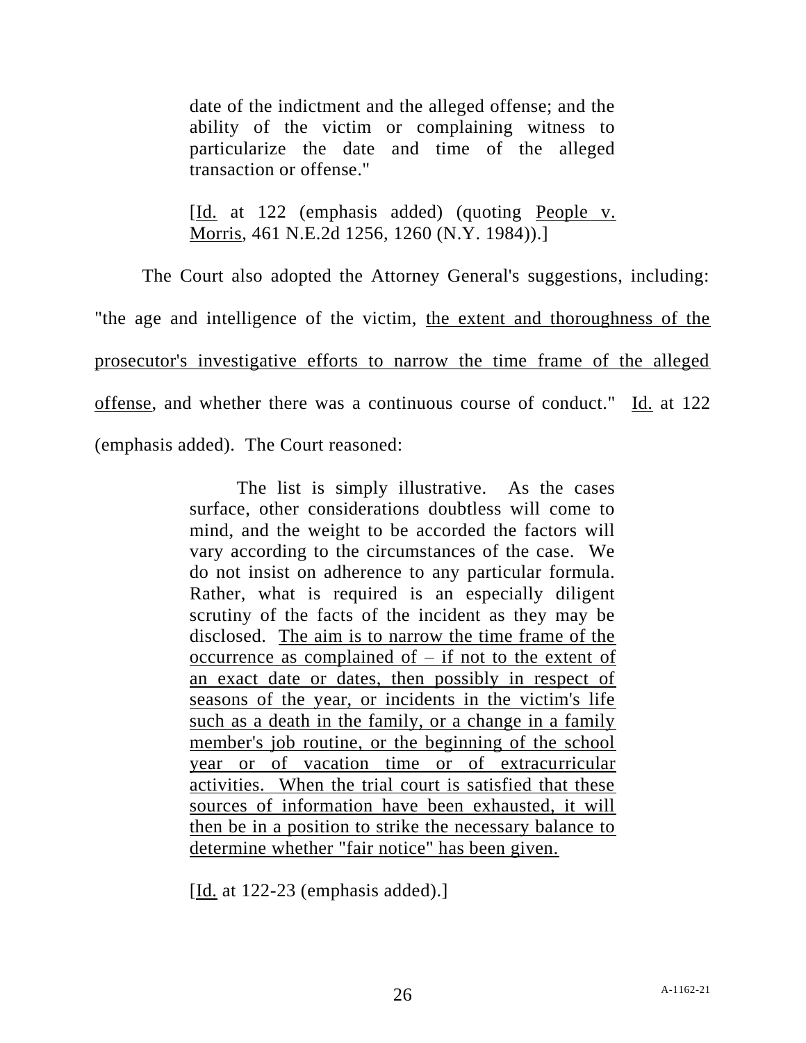> date of the indictment and the alleged offense; and the ability of the victim or complaining witness to particularize the date and time of the alleged transaction or offense."
>
> [Id. at 122 (emphasis added) (quoting People v. Morris, 461 N.E.2d 1256, 1260 (N.Y. 1984)).]

The Court also adopted the Attorney General's suggestions, including: "the age and intelligence of the victim, <u>the extent and thoroughness of the prosecutor's investigative efforts to narrow the time frame of the alleged offense</u>, and whether there was a continuous course of conduct." Id. at 122 (emphasis added). The Court reasoned:

> The list is simply illustrative. As the cases surface, other considerations doubtless will come to mind, and the weight to be accorded the factors will vary according to the circumstances of the case. We do not insist on adherence to any particular formula. Rather, what is required is an especially diligent scrutiny of the facts of the incident as they may be disclosed. <u>The aim is to narrow the time frame of the occurrence as complained of – if not to the extent of an exact date or dates, then possibly in respect of seasons of the year, or incidents in the victim's life such as a death in the family, or a change in a family member's job routine, or the beginning of the school year or of vacation time or of extracurricular activities. When the trial court is satisfied that these sources of information have been exhausted, it will then be in a position to strike the necessary balance to determine whether "fair notice" has been given.</u>
>
> [Id. at 122-23 (emphasis added).]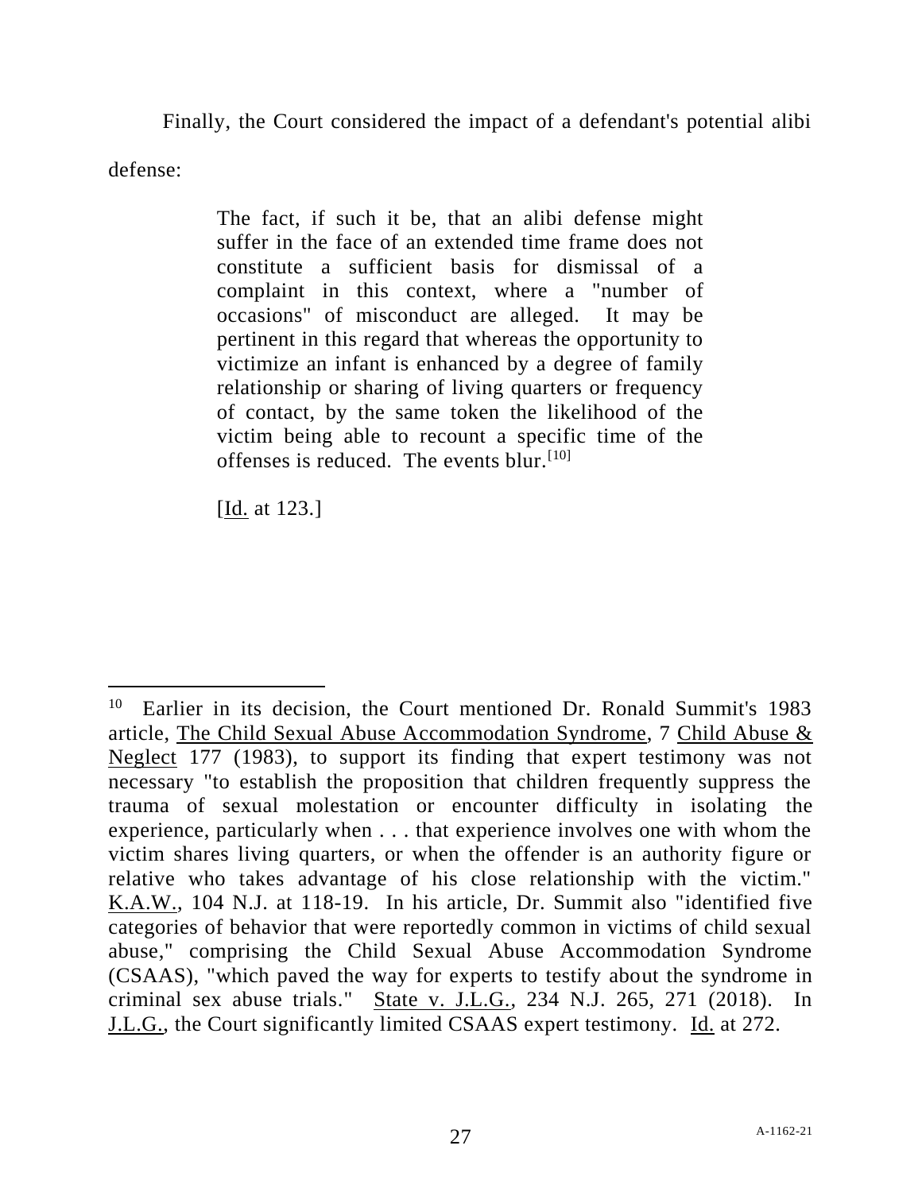Finally, the Court considered the impact of a defendant's potential alibi defense:

> The fact, if such it be, that an alibi defense might suffer in the face of an extended time frame does not constitute a sufficient basis for dismissal of a complaint in this context, where a "number of occasions" of misconduct are alleged. It may be pertinent in this regard that whereas the opportunity to victimize an infant is enhanced by a degree of family relationship or sharing of living quarters or frequency of contact, by the same token the likelihood of the victim being able to recount a specific time of the offenses is reduced. The events blur.[10]
>
> [Id. at 123.]

---

[10] Earlier in its decision, the Court mentioned Dr. Ronald Summit's 1983 article, The Child Sexual Abuse Accommodation Syndrome, 7 Child Abuse & Neglect 177 (1983), to support its finding that expert testimony was not necessary "to establish the proposition that children frequently suppress the trauma of sexual molestation or encounter difficulty in isolating the experience, particularly when . . . that experience involves one with whom the victim shares living quarters, or when the offender is an authority figure or relative who takes advantage of his close relationship with the victim." K.A.W., 104 N.J. at 118-19. In his article, Dr. Summit also "identified five categories of behavior that were reportedly common in victims of child sexual abuse," comprising the Child Sexual Abuse Accommodation Syndrome (CSAAS), "which paved the way for experts to testify about the syndrome in criminal sex abuse trials." State v. J.L.G., 234 N.J. 265, 271 (2018). In J.L.G., the Court significantly limited CSAAS expert testimony. Id. at 272.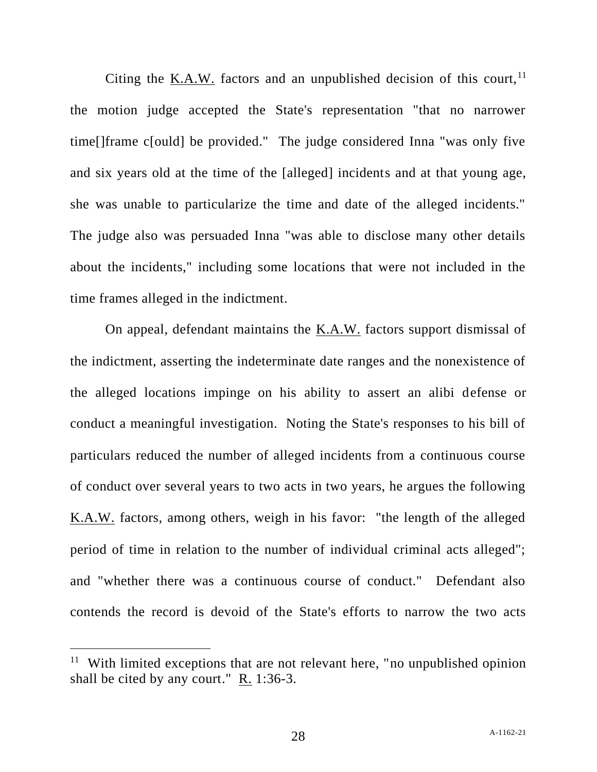Citing the K.A.W. factors and an unpublished decision of this court,[11] the motion judge accepted the State's representation "that no narrower time[]frame c[ould] be provided." The judge considered Inna "was only five and six years old at the time of the [alleged] incidents and at that young age, she was unable to particularize the time and date of the alleged incidents." The judge also was persuaded Inna "was able to disclose many other details about the incidents," including some locations that were not included in the time frames alleged in the indictment.

On appeal, defendant maintains the K.A.W. factors support dismissal of the indictment, asserting the indeterminate date ranges and the nonexistence of the alleged locations impinge on his ability to assert an alibi defense or conduct a meaningful investigation. Noting the State's responses to his bill of particulars reduced the number of alleged incidents from a continuous course of conduct over several years to two acts in two years, he argues the following K.A.W. factors, among others, weigh in his favor: "the length of the alleged period of time in relation to the number of individual criminal acts alleged"; and "whether there was a continuous course of conduct." Defendant also contends the record is devoid of the State's efforts to narrow the two acts

---

[11] With limited exceptions that are not relevant here, "no unpublished opinion shall be cited by any court." R. 1:36-3.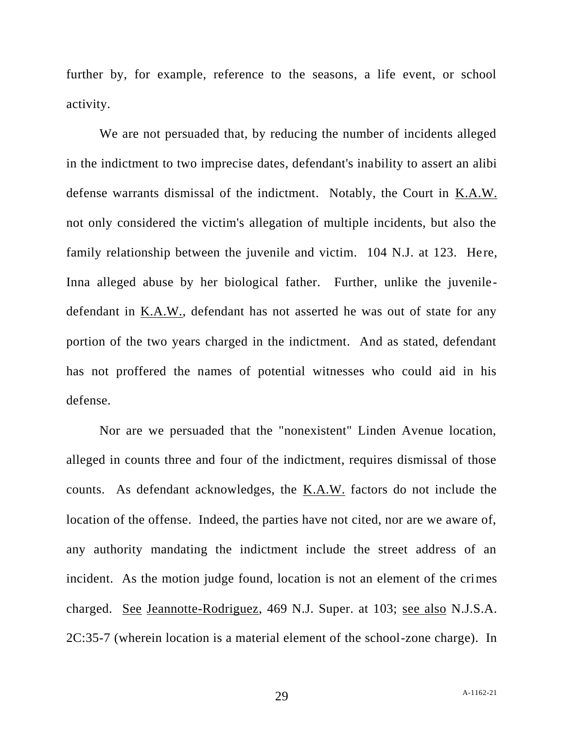further by, for example, reference to the seasons, a life event, or school activity.

We are not persuaded that, by reducing the number of incidents alleged in the indictment to two imprecise dates, defendant's inability to assert an alibi defense warrants dismissal of the indictment. Notably, the Court in K.A.W. not only considered the victim's allegation of multiple incidents, but also the family relationship between the juvenile and victim. 104 N.J. at 123. Here, Inna alleged abuse by her biological father. Further, unlike the juvenile-defendant in K.A.W., defendant has not asserted he was out of state for any portion of the two years charged in the indictment. And as stated, defendant has not proffered the names of potential witnesses who could aid in his defense.

Nor are we persuaded that the "nonexistent" Linden Avenue location, alleged in counts three and four of the indictment, requires dismissal of those counts. As defendant acknowledges, the K.A.W. factors do not include the location of the offense. Indeed, the parties have not cited, nor are we aware of, any authority mandating the indictment include the street address of an incident. As the motion judge found, location is not an element of the crimes charged. See Jeannotte-Rodriguez, 469 N.J. Super. at 103; see also N.J.S.A. 2C:35-7 (wherein location is a material element of the school-zone charge). In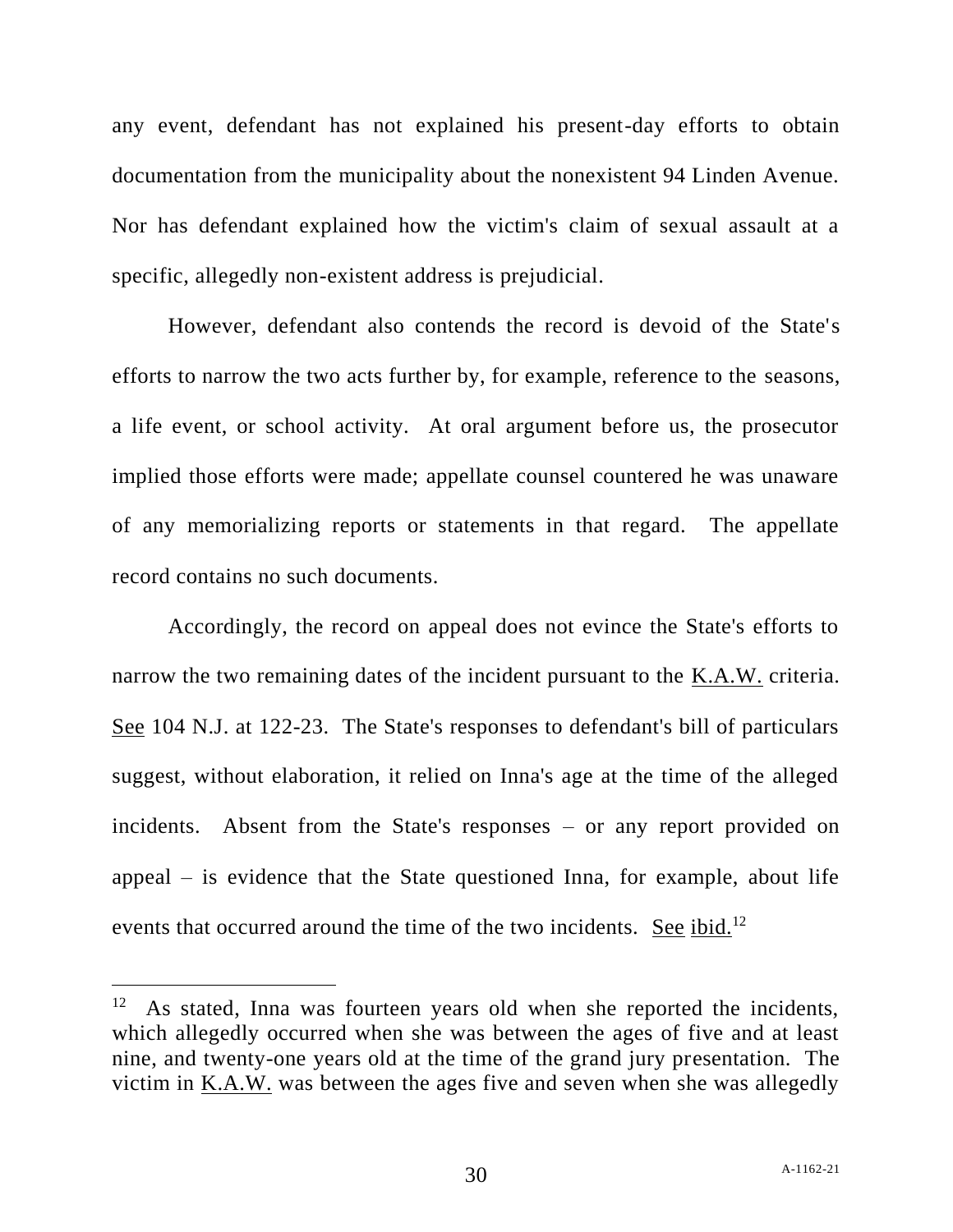any event, defendant has not explained his present-day efforts to obtain documentation from the municipality about the nonexistent 94 Linden Avenue. Nor has defendant explained how the victim's claim of sexual assault at a specific, allegedly non-existent address is prejudicial.

However, defendant also contends the record is devoid of the State's efforts to narrow the two acts further by, for example, reference to the seasons, a life event, or school activity. At oral argument before us, the prosecutor implied those efforts were made; appellate counsel countered he was unaware of any memorializing reports or statements in that regard. The appellate record contains no such documents.

Accordingly, the record on appeal does not evince the State's efforts to narrow the two remaining dates of the incident pursuant to the K.A.W. criteria. See 104 N.J. at 122-23. The State's responses to defendant's bill of particulars suggest, without elaboration, it relied on Inna's age at the time of the alleged incidents. Absent from the State's responses – or any report provided on appeal – is evidence that the State questioned Inna, for example, about life events that occurred around the time of the two incidents. See ibid.[12]

---

[12] As stated, Inna was fourteen years old when she reported the incidents, which allegedly occurred when she was between the ages of five and at least nine, and twenty-one years old at the time of the grand jury presentation. The victim in K.A.W. was between the ages five and seven when she was allegedly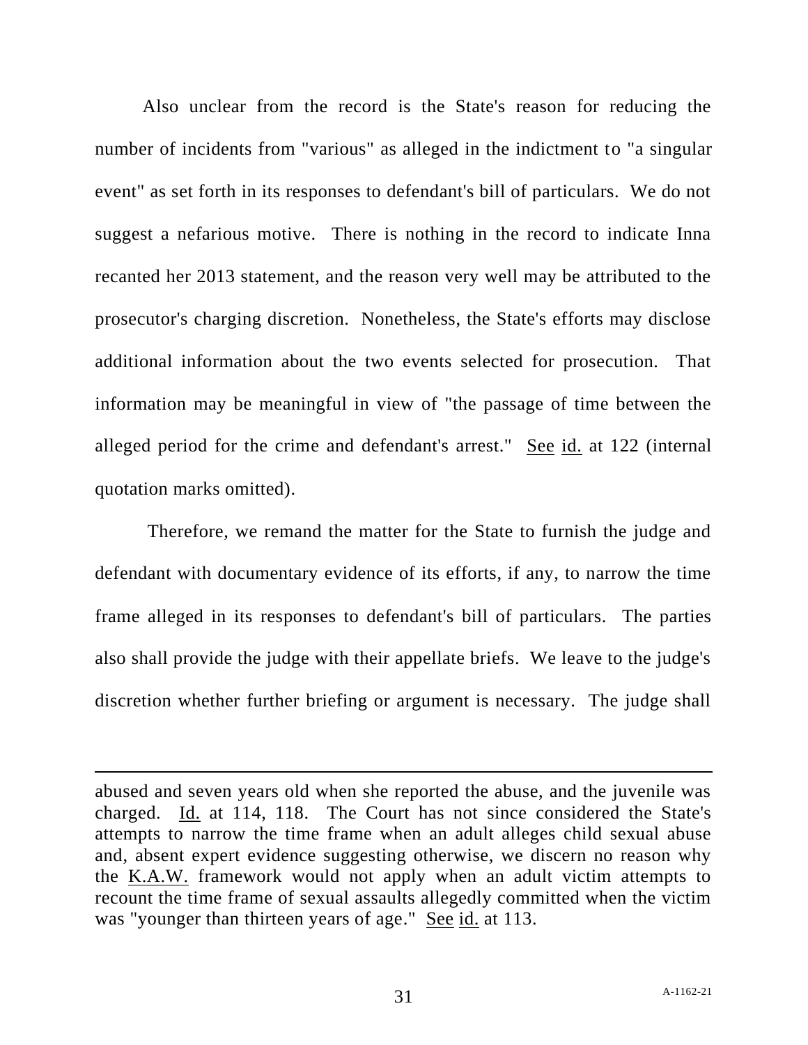Also unclear from the record is the State's reason for reducing the number of incidents from "various" as alleged in the indictment to "a singular event" as set forth in its responses to defendant's bill of particulars. We do not suggest a nefarious motive. There is nothing in the record to indicate Inna recanted her 2013 statement, and the reason very well may be attributed to the prosecutor's charging discretion. Nonetheless, the State's efforts may disclose additional information about the two events selected for prosecution. That information may be meaningful in view of "the passage of time between the alleged period for the crime and defendant's arrest." See id. at 122 (internal quotation marks omitted).

Therefore, we remand the matter for the State to furnish the judge and defendant with documentary evidence of its efforts, if any, to narrow the time frame alleged in its responses to defendant's bill of particulars. The parties also shall provide the judge with their appellate briefs. We leave to the judge's discretion whether further briefing or argument is necessary. The judge shall

---

abused and seven years old when she reported the abuse, and the juvenile was charged. Id. at 114, 118. The Court has not since considered the State's attempts to narrow the time frame when an adult alleges child sexual abuse and, absent expert evidence suggesting otherwise, we discern no reason why the K.A.W. framework would not apply when an adult victim attempts to recount the time frame of sexual assaults allegedly committed when the victim was "younger than thirteen years of age." See id. at 113.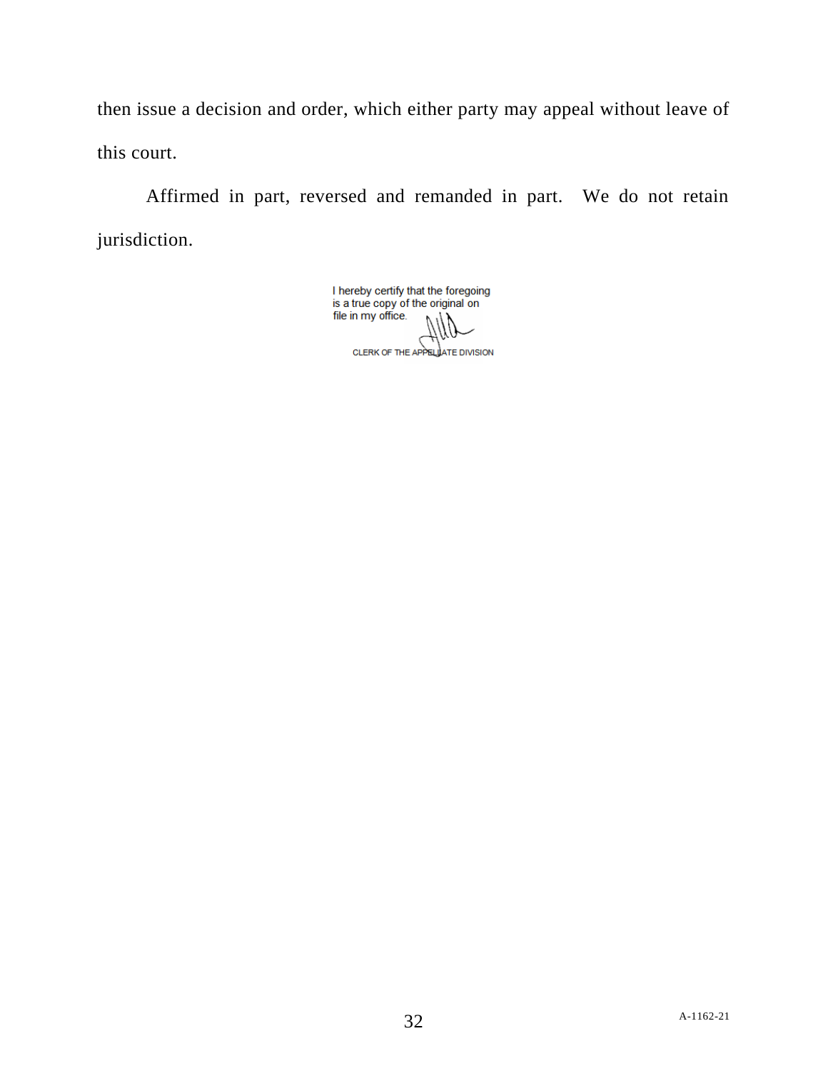then issue a decision and order, which either party may appeal without leave of this court.

Affirmed in part, reversed and remanded in part. We do not retain jurisdiction.

I hereby certify that the foregoing is a true copy of the original on file in my office.

CLERK OF THE APPELLATE DIVISION